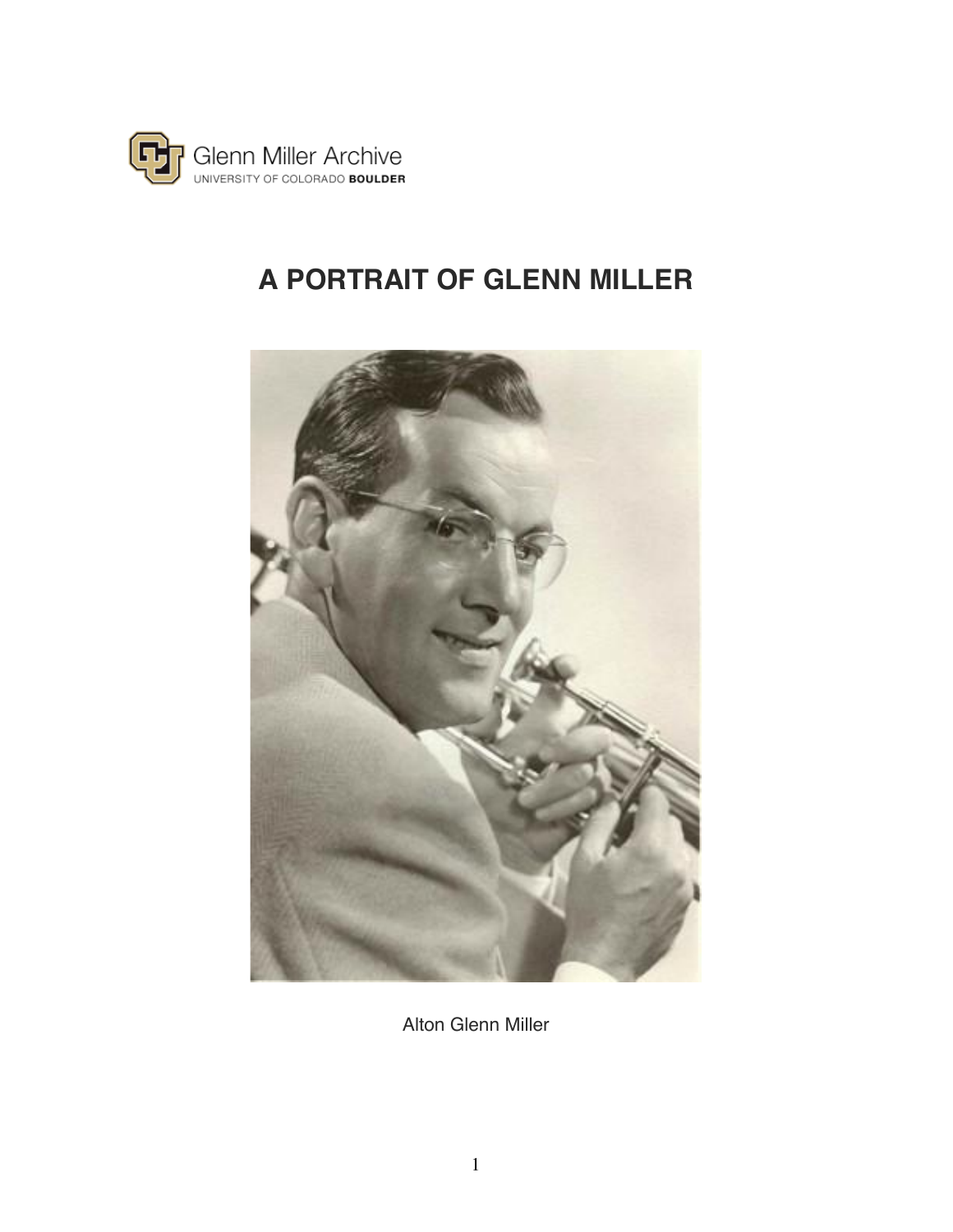Glenn Miller Archive
UNIVERSITY OF COLORADO BOULDER

# A PORTRAIT OF GLENN MILLER

Alton Glenn Miller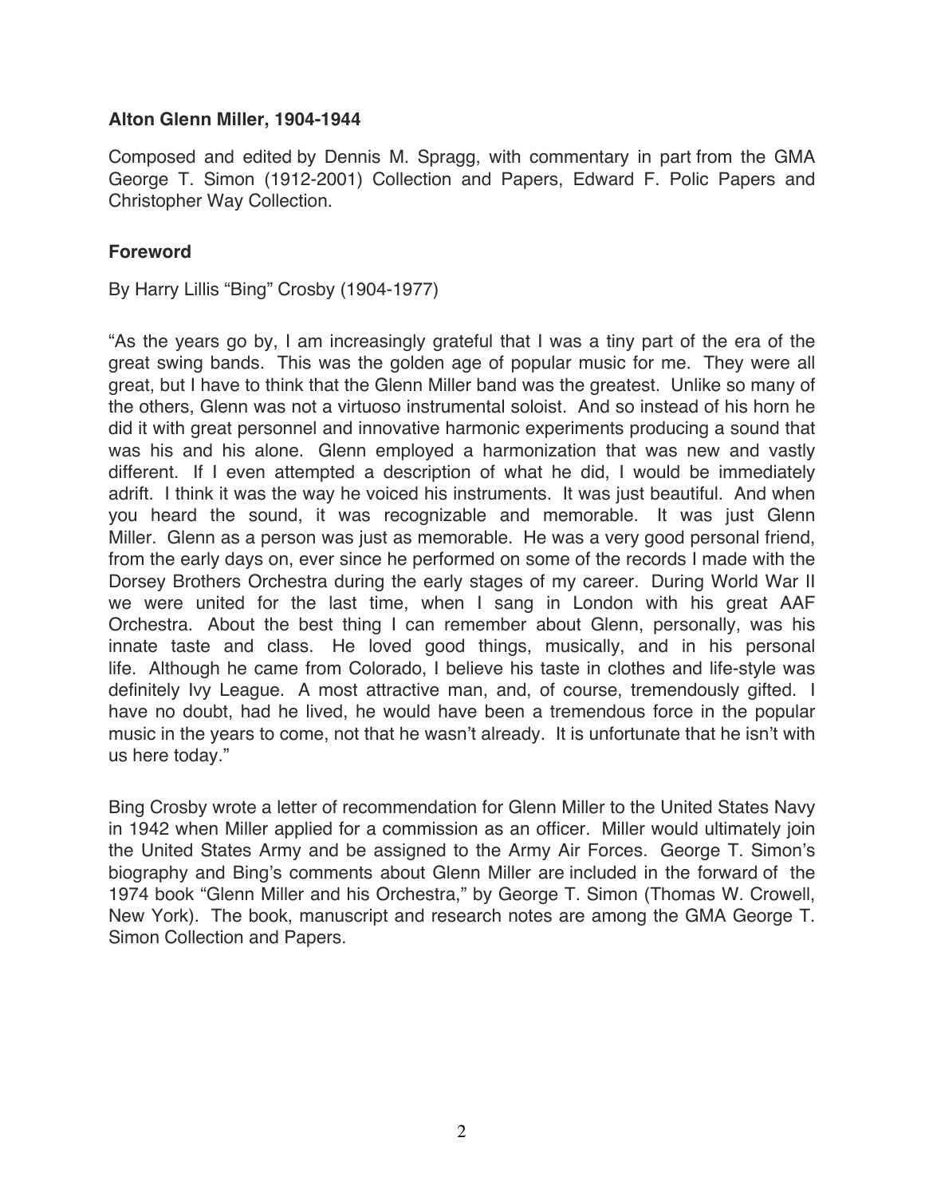**Alton Glenn Miller, 1904-1944**

Composed and edited by Dennis M. Spragg, with commentary in part from the GMA George T. Simon (1912-2001) Collection and Papers, Edward F. Polic Papers and Christopher Way Collection.

**Foreword**

By Harry Lillis "Bing" Crosby (1904-1977)

"As the years go by, I am increasingly grateful that I was a tiny part of the era of the great swing bands. This was the golden age of popular music for me. They were all great, but I have to think that the Glenn Miller band was the greatest. Unlike so many of the others, Glenn was not a virtuoso instrumental soloist. And so instead of his horn he did it with great personnel and innovative harmonic experiments producing a sound that was his and his alone. Glenn employed a harmonization that was new and vastly different. If I even attempted a description of what he did, I would be immediately adrift. I think it was the way he voiced his instruments. It was just beautiful. And when you heard the sound, it was recognizable and memorable. It was just Glenn Miller. Glenn as a person was just as memorable. He was a very good personal friend, from the early days on, ever since he performed on some of the records I made with the Dorsey Brothers Orchestra during the early stages of my career. During World War II we were united for the last time, when I sang in London with his great AAF Orchestra. About the best thing I can remember about Glenn, personally, was his innate taste and class. He loved good things, musically, and in his personal life. Although he came from Colorado, I believe his taste in clothes and life-style was definitely Ivy League. A most attractive man, and, of course, tremendously gifted. I have no doubt, had he lived, he would have been a tremendous force in the popular music in the years to come, not that he wasn't already. It is unfortunate that he isn't with us here today."

Bing Crosby wrote a letter of recommendation for Glenn Miller to the United States Navy in 1942 when Miller applied for a commission as an officer. Miller would ultimately join the United States Army and be assigned to the Army Air Forces. George T. Simon's biography and Bing's comments about Glenn Miller are included in the forward of the 1974 book "Glenn Miller and his Orchestra," by George T. Simon (Thomas W. Crowell, New York). The book, manuscript and research notes are among the GMA George T. Simon Collection and Papers.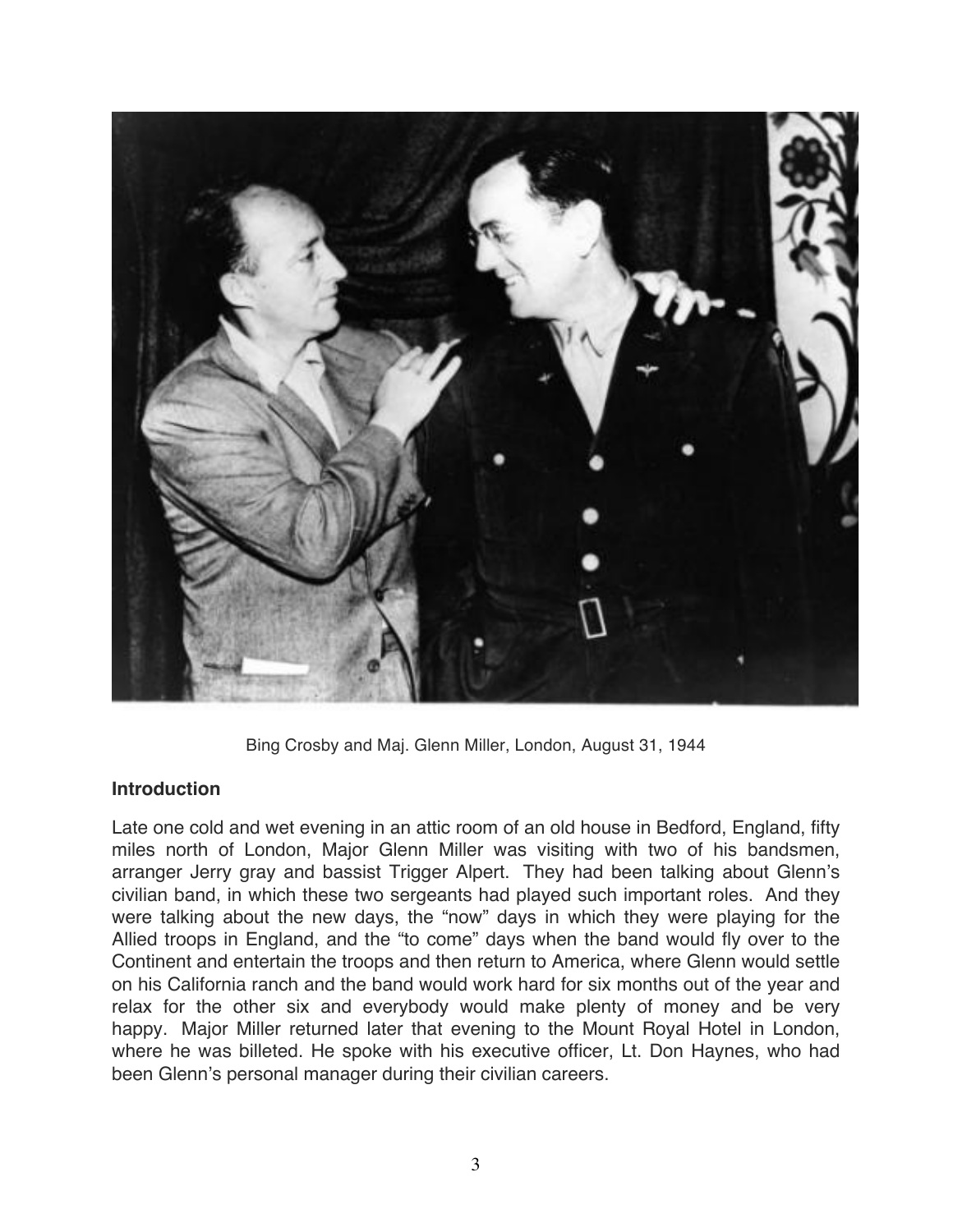Bing Crosby and Maj. Glenn Miller, London, August 31, 1944

## Introduction

Late one cold and wet evening in an attic room of an old house in Bedford, England, fifty miles north of London, Major Glenn Miller was visiting with two of his bandsmen, arranger Jerry gray and bassist Trigger Alpert. They had been talking about Glenn's civilian band, in which these two sergeants had played such important roles. And they were talking about the new days, the "now" days in which they were playing for the Allied troops in England, and the "to come" days when the band would fly over to the Continent and entertain the troops and then return to America, where Glenn would settle on his California ranch and the band would work hard for six months out of the year and relax for the other six and everybody would make plenty of money and be very happy. Major Miller returned later that evening to the Mount Royal Hotel in London, where he was billeted. He spoke with his executive officer, Lt. Don Haynes, who had been Glenn's personal manager during their civilian careers.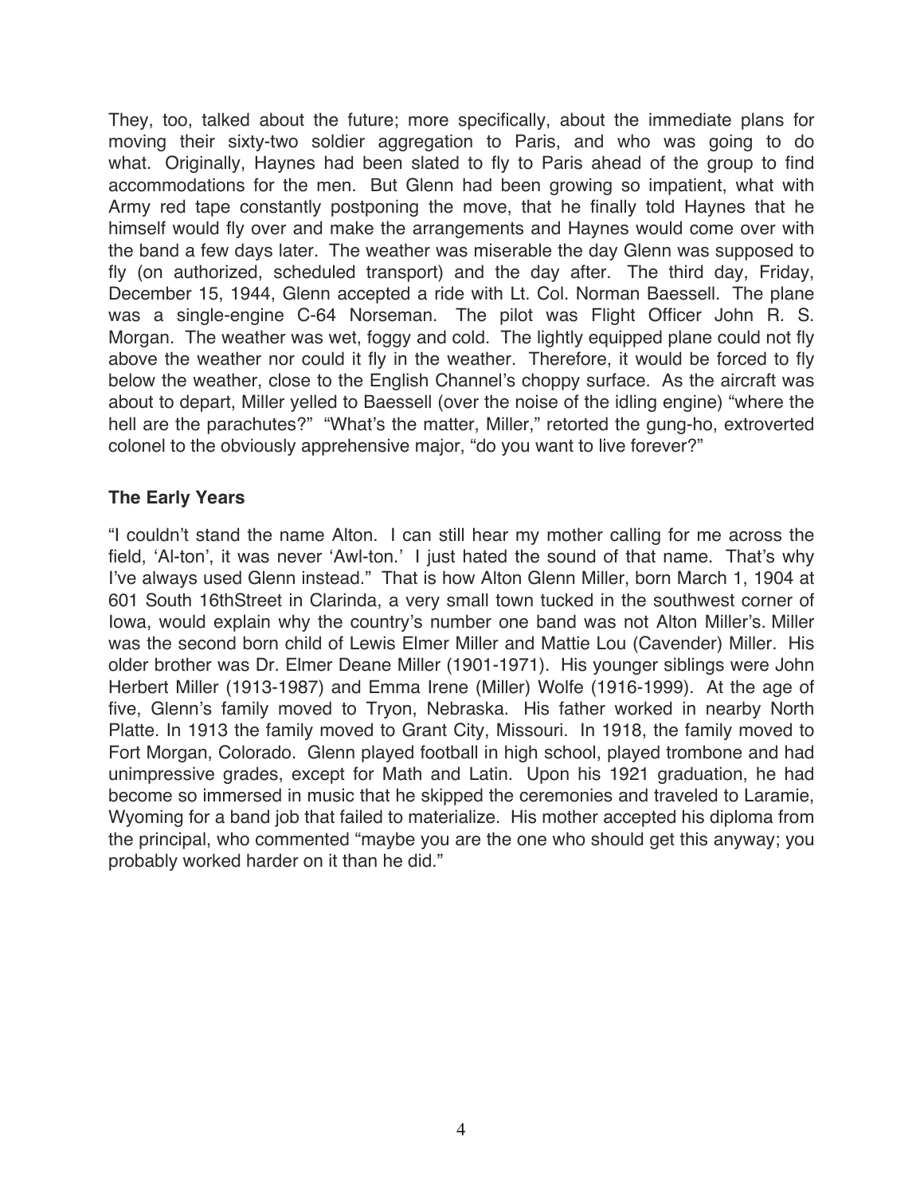They, too, talked about the future; more specifically, about the immediate plans for moving their sixty-two soldier aggregation to Paris, and who was going to do what. Originally, Haynes had been slated to fly to Paris ahead of the group to find accommodations for the men. But Glenn had been growing so impatient, what with Army red tape constantly postponing the move, that he finally told Haynes that he himself would fly over and make the arrangements and Haynes would come over with the band a few days later. The weather was miserable the day Glenn was supposed to fly (on authorized, scheduled transport) and the day after. The third day, Friday, December 15, 1944, Glenn accepted a ride with Lt. Col. Norman Baessell. The plane was a single-engine C-64 Norseman. The pilot was Flight Officer John R. S. Morgan. The weather was wet, foggy and cold. The lightly equipped plane could not fly above the weather nor could it fly in the weather. Therefore, it would be forced to fly below the weather, close to the English Channel's choppy surface. As the aircraft was about to depart, Miller yelled to Baessell (over the noise of the idling engine) "where the hell are the parachutes?" "What's the matter, Miller," retorted the gung-ho, extroverted colonel to the obviously apprehensive major, "do you want to live forever?"

### The Early Years

"I couldn't stand the name Alton. I can still hear my mother calling for me across the field, 'Al-ton', it was never 'Awl-ton.' I just hated the sound of that name. That's why I've always used Glenn instead." That is how Alton Glenn Miller, born March 1, 1904 at 601 South 16thStreet in Clarinda, a very small town tucked in the southwest corner of Iowa, would explain why the country's number one band was not Alton Miller's. Miller was the second born child of Lewis Elmer Miller and Mattie Lou (Cavender) Miller. His older brother was Dr. Elmer Deane Miller (1901-1971). His younger siblings were John Herbert Miller (1913-1987) and Emma Irene (Miller) Wolfe (1916-1999). At the age of five, Glenn's family moved to Tryon, Nebraska. His father worked in nearby North Platte. In 1913 the family moved to Grant City, Missouri. In 1918, the family moved to Fort Morgan, Colorado. Glenn played football in high school, played trombone and had unimpressive grades, except for Math and Latin. Upon his 1921 graduation, he had become so immersed in music that he skipped the ceremonies and traveled to Laramie, Wyoming for a band job that failed to materialize. His mother accepted his diploma from the principal, who commented "maybe you are the one who should get this anyway; you probably worked harder on it than he did."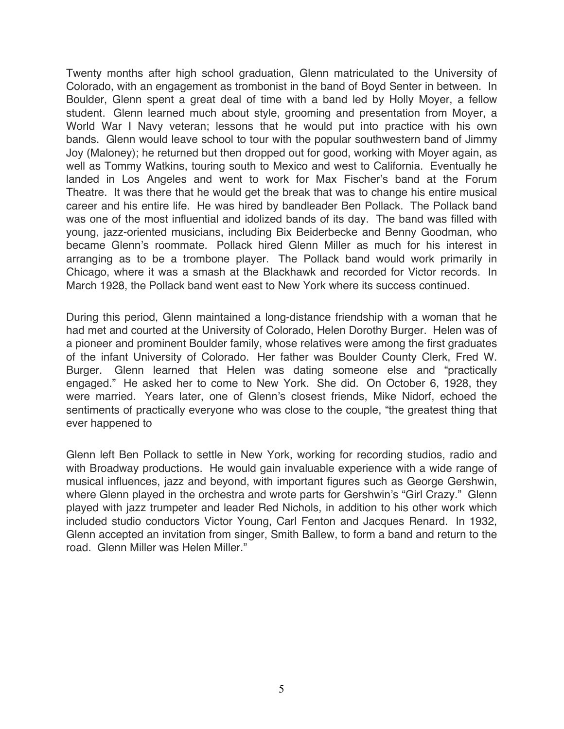Twenty months after high school graduation, Glenn matriculated to the University of Colorado, with an engagement as trombonist in the band of Boyd Senter in between. In Boulder, Glenn spent a great deal of time with a band led by Holly Moyer, a fellow student. Glenn learned much about style, grooming and presentation from Moyer, a World War I Navy veteran; lessons that he would put into practice with his own bands. Glenn would leave school to tour with the popular southwestern band of Jimmy Joy (Maloney); he returned but then dropped out for good, working with Moyer again, as well as Tommy Watkins, touring south to Mexico and west to California. Eventually he landed in Los Angeles and went to work for Max Fischer's band at the Forum Theatre. It was there that he would get the break that was to change his entire musical career and his entire life. He was hired by bandleader Ben Pollack. The Pollack band was one of the most influential and idolized bands of its day. The band was filled with young, jazz-oriented musicians, including Bix Beiderbecke and Benny Goodman, who became Glenn's roommate. Pollack hired Glenn Miller as much for his interest in arranging as to be a trombone player. The Pollack band would work primarily in Chicago, where it was a smash at the Blackhawk and recorded for Victor records. In March 1928, the Pollack band went east to New York where its success continued.

During this period, Glenn maintained a long-distance friendship with a woman that he had met and courted at the University of Colorado, Helen Dorothy Burger. Helen was of a pioneer and prominent Boulder family, whose relatives were among the first graduates of the infant University of Colorado. Her father was Boulder County Clerk, Fred W. Burger. Glenn learned that Helen was dating someone else and "practically engaged." He asked her to come to New York. She did. On October 6, 1928, they were married. Years later, one of Glenn's closest friends, Mike Nidorf, echoed the sentiments of practically everyone who was close to the couple, "the greatest thing that ever happened to

Glenn left Ben Pollack to settle in New York, working for recording studios, radio and with Broadway productions. He would gain invaluable experience with a wide range of musical influences, jazz and beyond, with important figures such as George Gershwin, where Glenn played in the orchestra and wrote parts for Gershwin's "Girl Crazy." Glenn played with jazz trumpeter and leader Red Nichols, in addition to his other work which included studio conductors Victor Young, Carl Fenton and Jacques Renard. In 1932, Glenn accepted an invitation from singer, Smith Ballew, to form a band and return to the road. Glenn Miller was Helen Miller."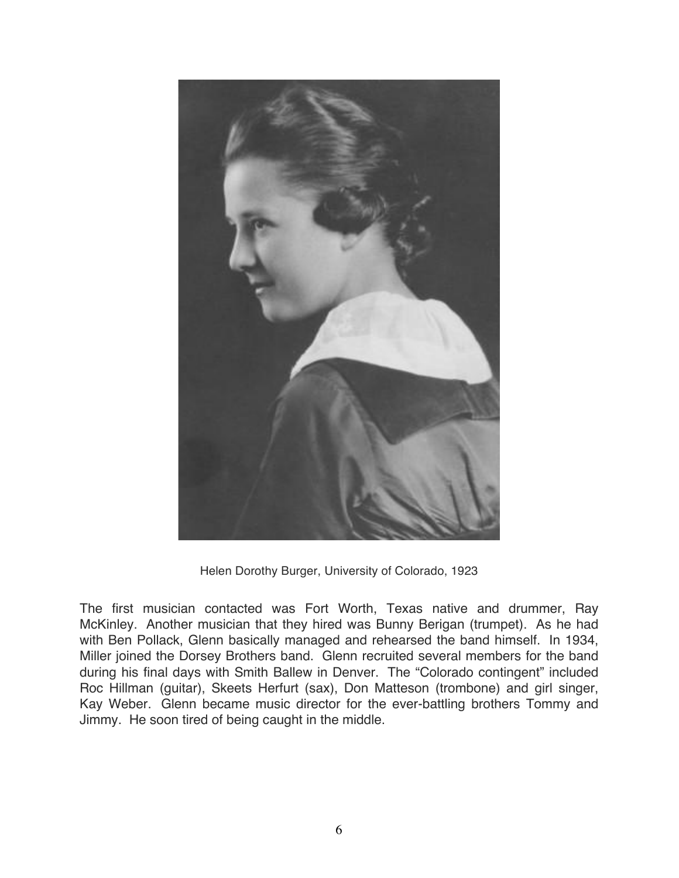Helen Dorothy Burger, University of Colorado, 1923

The first musician contacted was Fort Worth, Texas native and drummer, Ray McKinley. Another musician that they hired was Bunny Berigan (trumpet). As he had with Ben Pollack, Glenn basically managed and rehearsed the band himself. In 1934, Miller joined the Dorsey Brothers band. Glenn recruited several members for the band during his final days with Smith Ballew in Denver. The "Colorado contingent" included Roc Hillman (guitar), Skeets Herfurt (sax), Don Matteson (trombone) and girl singer, Kay Weber. Glenn became music director for the ever-battling brothers Tommy and Jimmy. He soon tired of being caught in the middle.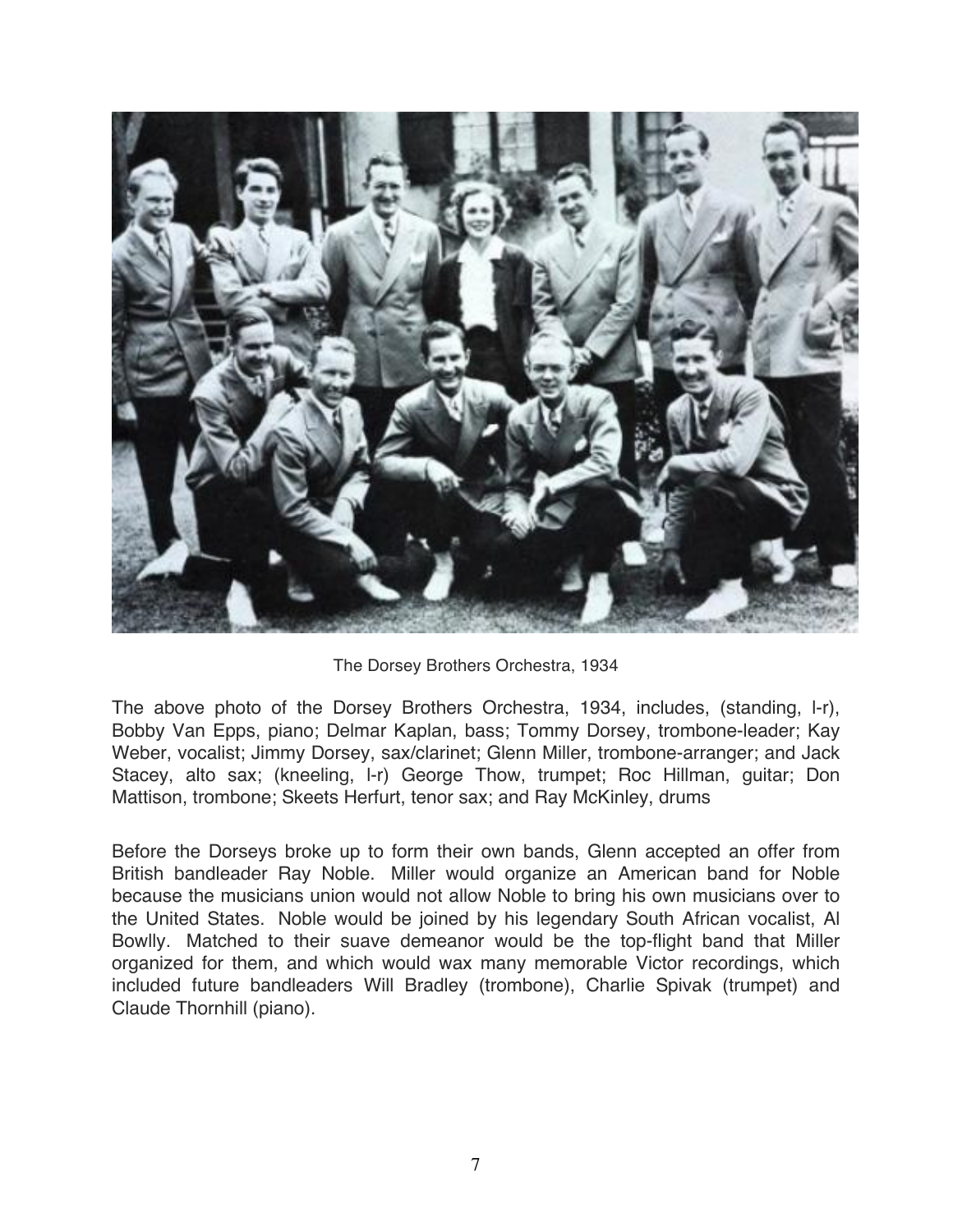The Dorsey Brothers Orchestra, 1934

The above photo of the Dorsey Brothers Orchestra, 1934, includes, (standing, l-r), Bobby Van Epps, piano; Delmar Kaplan, bass; Tommy Dorsey, trombone-leader; Kay Weber, vocalist; Jimmy Dorsey, sax/clarinet; Glenn Miller, trombone-arranger; and Jack Stacey, alto sax; (kneeling, l-r) George Thow, trumpet; Roc Hillman, guitar; Don Mattison, trombone; Skeets Herfurt, tenor sax; and Ray McKinley, drums

Before the Dorseys broke up to form their own bands, Glenn accepted an offer from British bandleader Ray Noble. Miller would organize an American band for Noble because the musicians union would not allow Noble to bring his own musicians over to the United States. Noble would be joined by his legendary South African vocalist, Al Bowlly. Matched to their suave demeanor would be the top-flight band that Miller organized for them, and which would wax many memorable Victor recordings, which included future bandleaders Will Bradley (trombone), Charlie Spivak (trumpet) and Claude Thornhill (piano).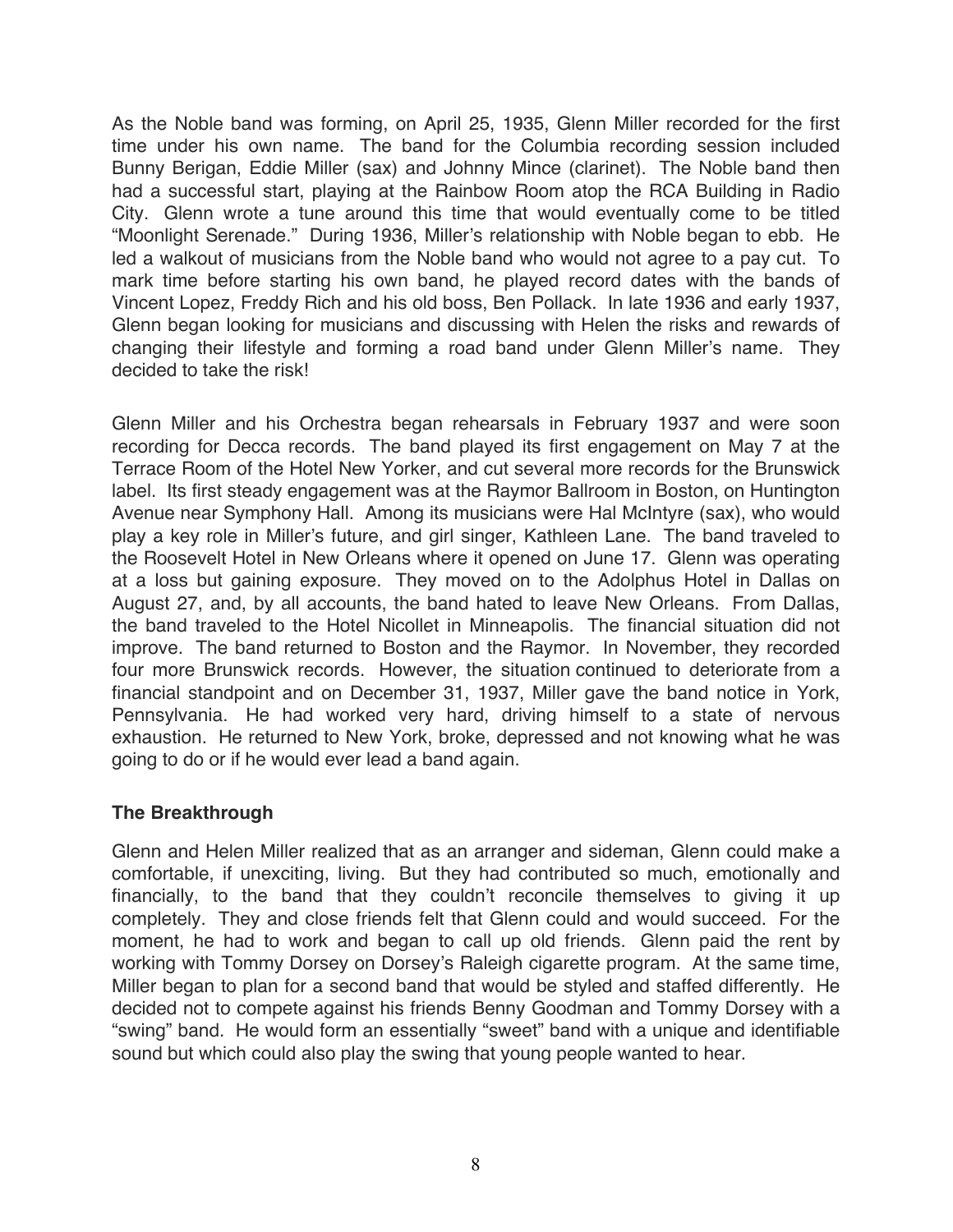As the Noble band was forming, on April 25, 1935, Glenn Miller recorded for the first time under his own name. The band for the Columbia recording session included Bunny Berigan, Eddie Miller (sax) and Johnny Mince (clarinet). The Noble band then had a successful start, playing at the Rainbow Room atop the RCA Building in Radio City. Glenn wrote a tune around this time that would eventually come to be titled "Moonlight Serenade." During 1936, Miller's relationship with Noble began to ebb. He led a walkout of musicians from the Noble band who would not agree to a pay cut. To mark time before starting his own band, he played record dates with the bands of Vincent Lopez, Freddy Rich and his old boss, Ben Pollack. In late 1936 and early 1937, Glenn began looking for musicians and discussing with Helen the risks and rewards of changing their lifestyle and forming a road band under Glenn Miller's name. They decided to take the risk!

Glenn Miller and his Orchestra began rehearsals in February 1937 and were soon recording for Decca records. The band played its first engagement on May 7 at the Terrace Room of the Hotel New Yorker, and cut several more records for the Brunswick label. Its first steady engagement was at the Raymor Ballroom in Boston, on Huntington Avenue near Symphony Hall. Among its musicians were Hal McIntyre (sax), who would play a key role in Miller's future, and girl singer, Kathleen Lane. The band traveled to the Roosevelt Hotel in New Orleans where it opened on June 17. Glenn was operating at a loss but gaining exposure. They moved on to the Adolphus Hotel in Dallas on August 27, and, by all accounts, the band hated to leave New Orleans. From Dallas, the band traveled to the Hotel Nicollet in Minneapolis. The financial situation did not improve. The band returned to Boston and the Raymor. In November, they recorded four more Brunswick records. However, the situation continued to deteriorate from a financial standpoint and on December 31, 1937, Miller gave the band notice in York, Pennsylvania. He had worked very hard, driving himself to a state of nervous exhaustion. He returned to New York, broke, depressed and not knowing what he was going to do or if he would ever lead a band again.

## The Breakthrough

Glenn and Helen Miller realized that as an arranger and sideman, Glenn could make a comfortable, if unexciting, living. But they had contributed so much, emotionally and financially, to the band that they couldn't reconcile themselves to giving it up completely. They and close friends felt that Glenn could and would succeed. For the moment, he had to work and began to call up old friends. Glenn paid the rent by working with Tommy Dorsey on Dorsey's Raleigh cigarette program. At the same time, Miller began to plan for a second band that would be styled and staffed differently. He decided not to compete against his friends Benny Goodman and Tommy Dorsey with a "swing" band. He would form an essentially "sweet" band with a unique and identifiable sound but which could also play the swing that young people wanted to hear.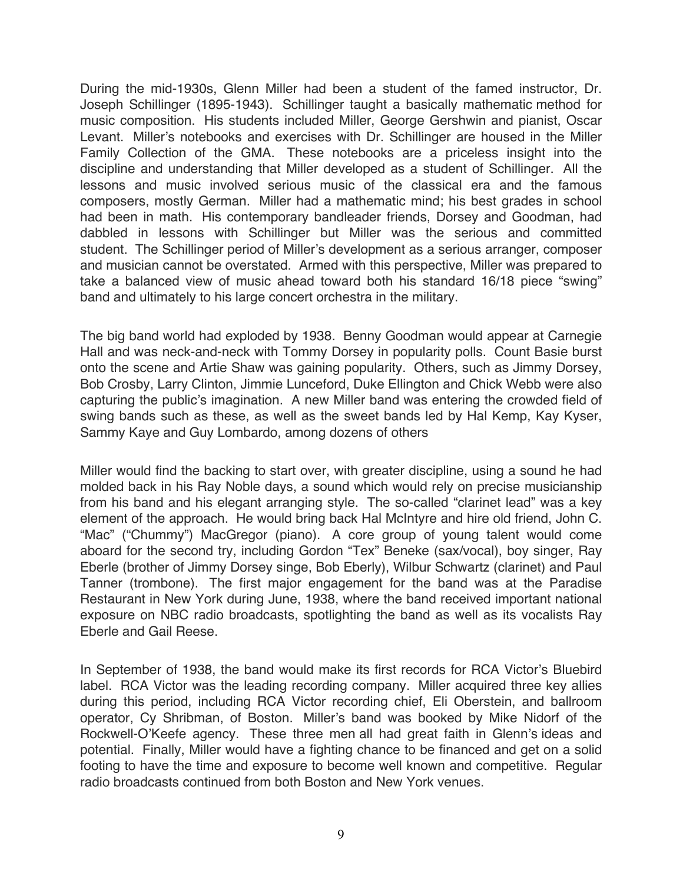During the mid-1930s, Glenn Miller had been a student of the famed instructor, Dr. Joseph Schillinger (1895-1943). Schillinger taught a basically mathematic method for music composition. His students included Miller, George Gershwin and pianist, Oscar Levant. Miller's notebooks and exercises with Dr. Schillinger are housed in the Miller Family Collection of the GMA. These notebooks are a priceless insight into the discipline and understanding that Miller developed as a student of Schillinger. All the lessons and music involved serious music of the classical era and the famous composers, mostly German. Miller had a mathematic mind; his best grades in school had been in math. His contemporary bandleader friends, Dorsey and Goodman, had dabbled in lessons with Schillinger but Miller was the serious and committed student. The Schillinger period of Miller's development as a serious arranger, composer and musician cannot be overstated. Armed with this perspective, Miller was prepared to take a balanced view of music ahead toward both his standard 16/18 piece "swing" band and ultimately to his large concert orchestra in the military.

The big band world had exploded by 1938. Benny Goodman would appear at Carnegie Hall and was neck-and-neck with Tommy Dorsey in popularity polls. Count Basie burst onto the scene and Artie Shaw was gaining popularity. Others, such as Jimmy Dorsey, Bob Crosby, Larry Clinton, Jimmie Lunceford, Duke Ellington and Chick Webb were also capturing the public's imagination. A new Miller band was entering the crowded field of swing bands such as these, as well as the sweet bands led by Hal Kemp, Kay Kyser, Sammy Kaye and Guy Lombardo, among dozens of others

Miller would find the backing to start over, with greater discipline, using a sound he had molded back in his Ray Noble days, a sound which would rely on precise musicianship from his band and his elegant arranging style. The so-called "clarinet lead" was a key element of the approach. He would bring back Hal McIntyre and hire old friend, John C. "Mac" ("Chummy") MacGregor (piano). A core group of young talent would come aboard for the second try, including Gordon "Tex" Beneke (sax/vocal), boy singer, Ray Eberle (brother of Jimmy Dorsey singe, Bob Eberly), Wilbur Schwartz (clarinet) and Paul Tanner (trombone). The first major engagement for the band was at the Paradise Restaurant in New York during June, 1938, where the band received important national exposure on NBC radio broadcasts, spotlighting the band as well as its vocalists Ray Eberle and Gail Reese.

In September of 1938, the band would make its first records for RCA Victor's Bluebird label. RCA Victor was the leading recording company. Miller acquired three key allies during this period, including RCA Victor recording chief, Eli Oberstein, and ballroom operator, Cy Shribman, of Boston. Miller's band was booked by Mike Nidorf of the Rockwell-O'Keefe agency. These three men all had great faith in Glenn's ideas and potential. Finally, Miller would have a fighting chance to be financed and get on a solid footing to have the time and exposure to become well known and competitive. Regular radio broadcasts continued from both Boston and New York venues.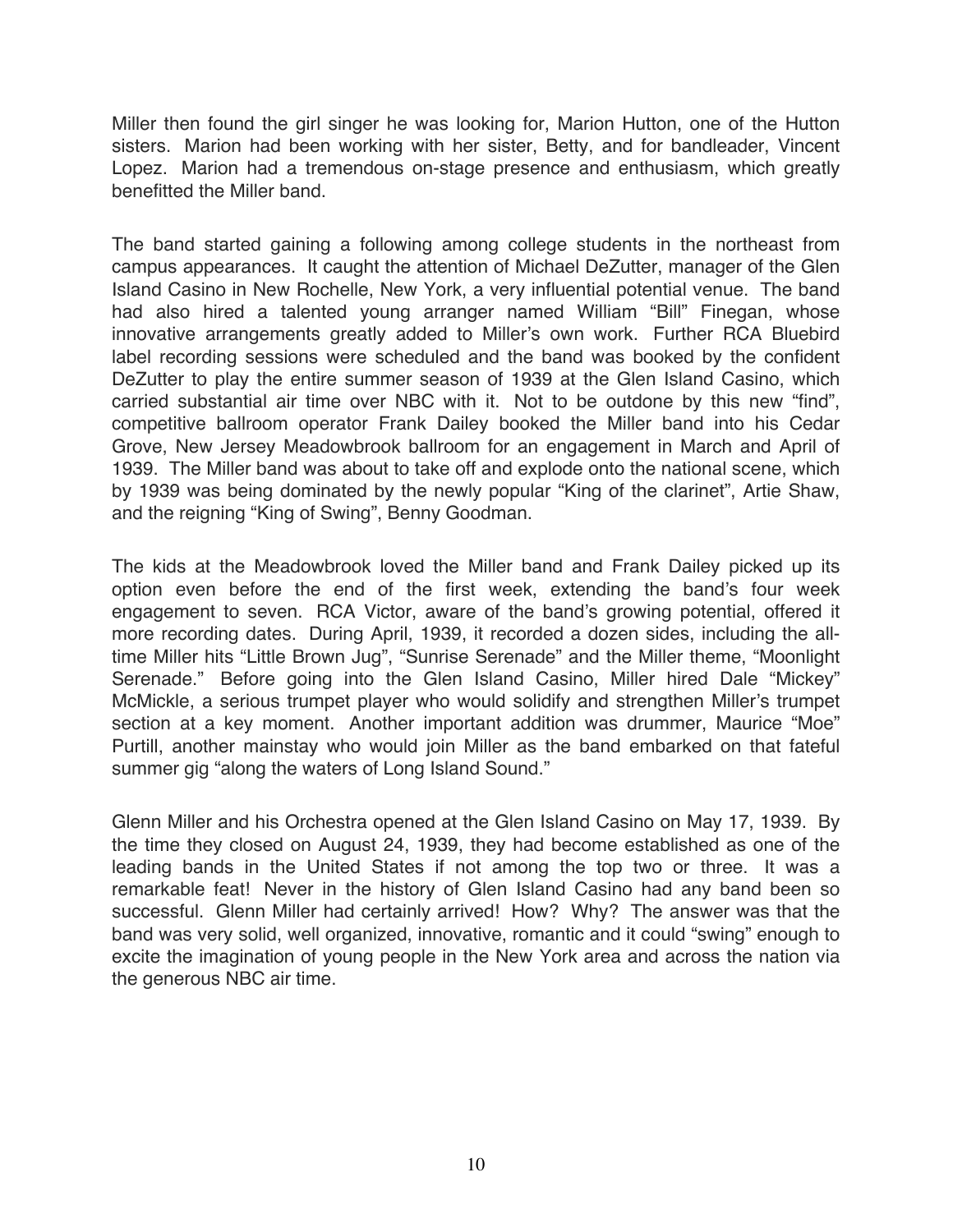Miller then found the girl singer he was looking for, Marion Hutton, one of the Hutton sisters. Marion had been working with her sister, Betty, and for bandleader, Vincent Lopez. Marion had a tremendous on-stage presence and enthusiasm, which greatly benefitted the Miller band.

The band started gaining a following among college students in the northeast from campus appearances. It caught the attention of Michael DeZutter, manager of the Glen Island Casino in New Rochelle, New York, a very influential potential venue. The band had also hired a talented young arranger named William "Bill" Finegan, whose innovative arrangements greatly added to Miller's own work. Further RCA Bluebird label recording sessions were scheduled and the band was booked by the confident DeZutter to play the entire summer season of 1939 at the Glen Island Casino, which carried substantial air time over NBC with it. Not to be outdone by this new "find", competitive ballroom operator Frank Dailey booked the Miller band into his Cedar Grove, New Jersey Meadowbrook ballroom for an engagement in March and April of 1939. The Miller band was about to take off and explode onto the national scene, which by 1939 was being dominated by the newly popular "King of the clarinet", Artie Shaw, and the reigning "King of Swing", Benny Goodman.

The kids at the Meadowbrook loved the Miller band and Frank Dailey picked up its option even before the end of the first week, extending the band's four week engagement to seven. RCA Victor, aware of the band's growing potential, offered it more recording dates. During April, 1939, it recorded a dozen sides, including the all-time Miller hits "Little Brown Jug", "Sunrise Serenade" and the Miller theme, "Moonlight Serenade." Before going into the Glen Island Casino, Miller hired Dale "Mickey" McMickle, a serious trumpet player who would solidify and strengthen Miller's trumpet section at a key moment. Another important addition was drummer, Maurice "Moe" Purtill, another mainstay who would join Miller as the band embarked on that fateful summer gig "along the waters of Long Island Sound."

Glenn Miller and his Orchestra opened at the Glen Island Casino on May 17, 1939. By the time they closed on August 24, 1939, they had become established as one of the leading bands in the United States if not among the top two or three. It was a remarkable feat! Never in the history of Glen Island Casino had any band been so successful. Glenn Miller had certainly arrived! How? Why? The answer was that the band was very solid, well organized, innovative, romantic and it could "swing" enough to excite the imagination of young people in the New York area and across the nation via the generous NBC air time.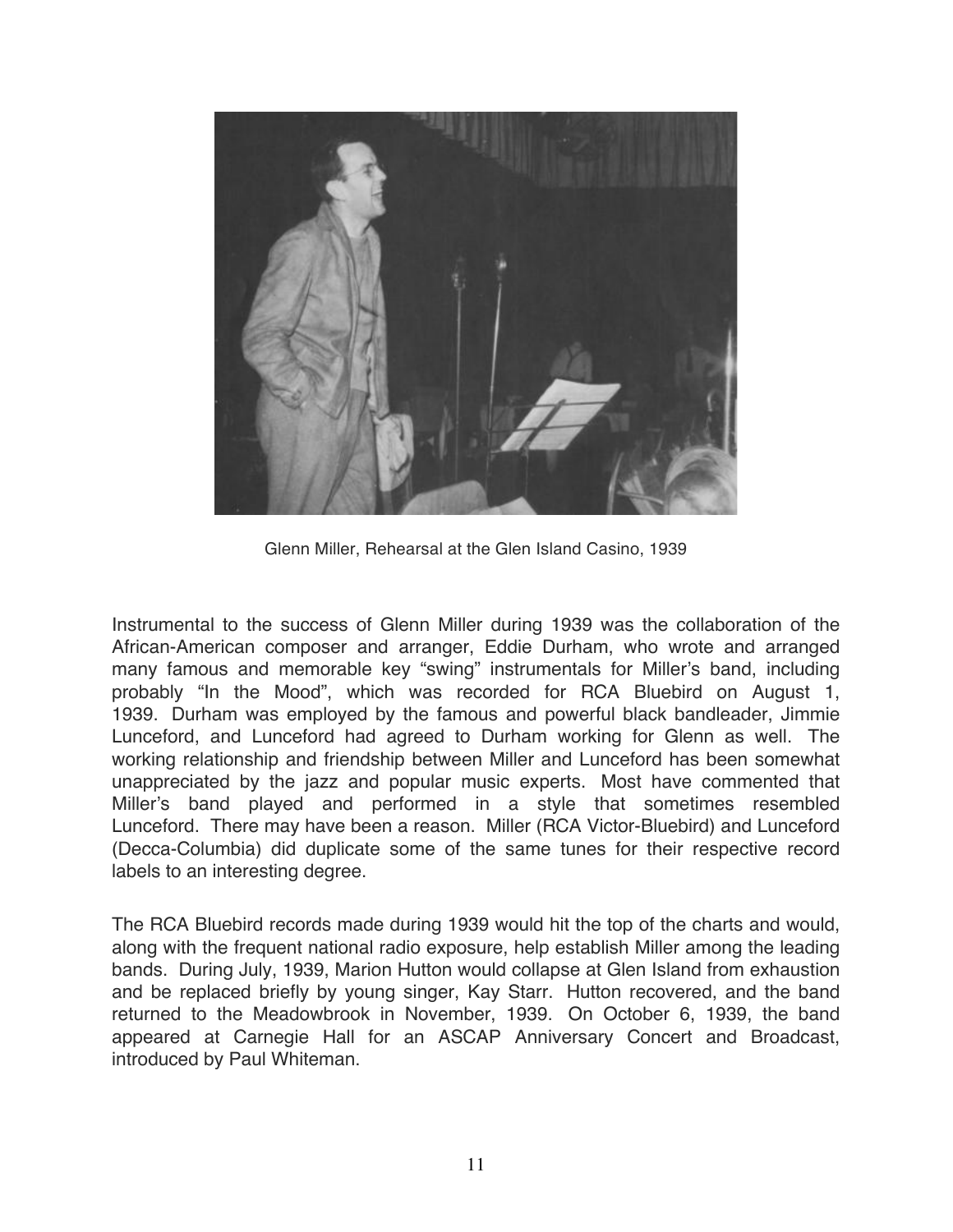Glenn Miller, Rehearsal at the Glen Island Casino, 1939

Instrumental to the success of Glenn Miller during 1939 was the collaboration of the African-American composer and arranger, Eddie Durham, who wrote and arranged many famous and memorable key "swing" instrumentals for Miller's band, including probably "In the Mood", which was recorded for RCA Bluebird on August 1, 1939. Durham was employed by the famous and powerful black bandleader, Jimmie Lunceford, and Lunceford had agreed to Durham working for Glenn as well. The working relationship and friendship between Miller and Lunceford has been somewhat unappreciated by the jazz and popular music experts. Most have commented that Miller's band played and performed in a style that sometimes resembled Lunceford. There may have been a reason. Miller (RCA Victor-Bluebird) and Lunceford (Decca-Columbia) did duplicate some of the same tunes for their respective record labels to an interesting degree.

The RCA Bluebird records made during 1939 would hit the top of the charts and would, along with the frequent national radio exposure, help establish Miller among the leading bands. During July, 1939, Marion Hutton would collapse at Glen Island from exhaustion and be replaced briefly by young singer, Kay Starr. Hutton recovered, and the band returned to the Meadowbrook in November, 1939. On October 6, 1939, the band appeared at Carnegie Hall for an ASCAP Anniversary Concert and Broadcast, introduced by Paul Whiteman.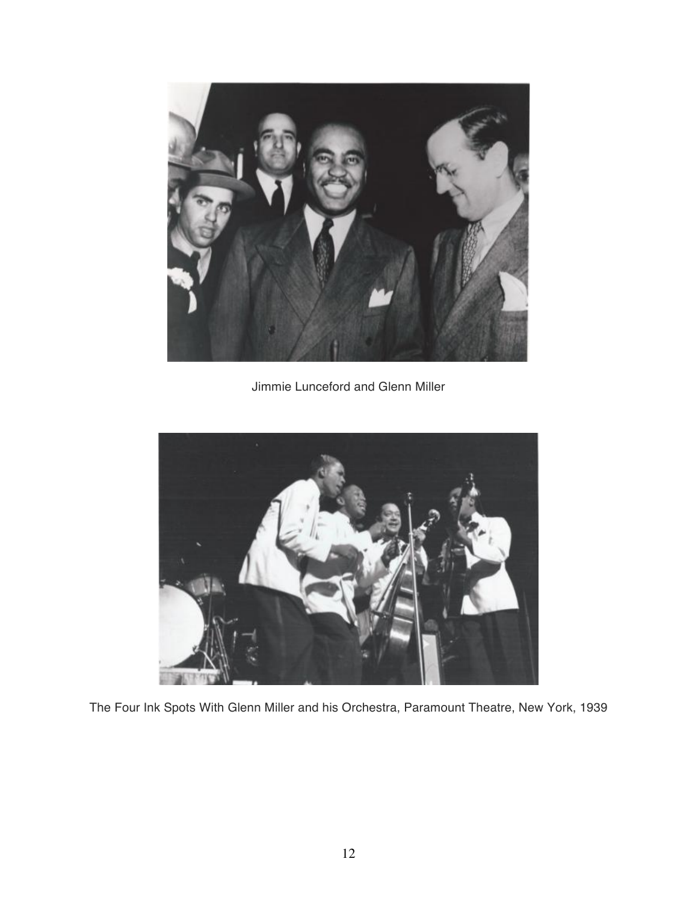Jimmie Lunceford and Glenn Miller

The Four Ink Spots With Glenn Miller and his Orchestra, Paramount Theatre, New York, 1939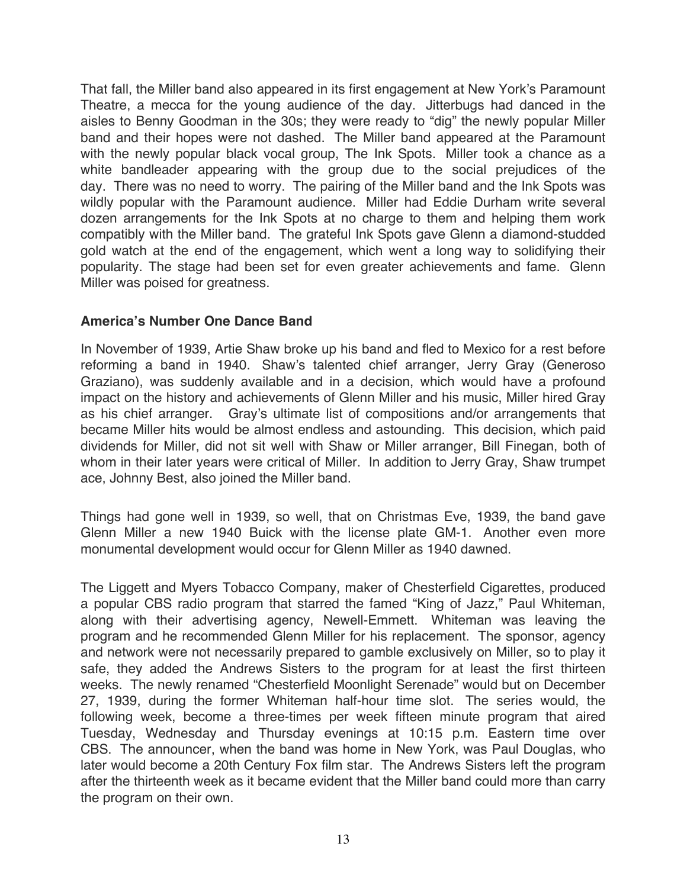That fall, the Miller band also appeared in its first engagement at New York's Paramount Theatre, a mecca for the young audience of the day. Jitterbugs had danced in the aisles to Benny Goodman in the 30s; they were ready to "dig" the newly popular Miller band and their hopes were not dashed. The Miller band appeared at the Paramount with the newly popular black vocal group, The Ink Spots. Miller took a chance as a white bandleader appearing with the group due to the social prejudices of the day. There was no need to worry. The pairing of the Miller band and the Ink Spots was wildly popular with the Paramount audience. Miller had Eddie Durham write several dozen arrangements for the Ink Spots at no charge to them and helping them work compatibly with the Miller band. The grateful Ink Spots gave Glenn a diamond-studded gold watch at the end of the engagement, which went a long way to solidifying their popularity. The stage had been set for even greater achievements and fame. Glenn Miller was poised for greatness.

**America's Number One Dance Band**

In November of 1939, Artie Shaw broke up his band and fled to Mexico for a rest before reforming a band in 1940. Shaw's talented chief arranger, Jerry Gray (Generoso Graziano), was suddenly available and in a decision, which would have a profound impact on the history and achievements of Glenn Miller and his music, Miller hired Gray as his chief arranger. Gray's ultimate list of compositions and/or arrangements that became Miller hits would be almost endless and astounding. This decision, which paid dividends for Miller, did not sit well with Shaw or Miller arranger, Bill Finegan, both of whom in their later years were critical of Miller. In addition to Jerry Gray, Shaw trumpet ace, Johnny Best, also joined the Miller band.

Things had gone well in 1939, so well, that on Christmas Eve, 1939, the band gave Glenn Miller a new 1940 Buick with the license plate GM-1. Another even more monumental development would occur for Glenn Miller as 1940 dawned.

The Liggett and Myers Tobacco Company, maker of Chesterfield Cigarettes, produced a popular CBS radio program that starred the famed "King of Jazz," Paul Whiteman, along with their advertising agency, Newell-Emmett. Whiteman was leaving the program and he recommended Glenn Miller for his replacement. The sponsor, agency and network were not necessarily prepared to gamble exclusively on Miller, so to play it safe, they added the Andrews Sisters to the program for at least the first thirteen weeks. The newly renamed "Chesterfield Moonlight Serenade" would but on December 27, 1939, during the former Whiteman half-hour time slot. The series would, the following week, become a three-times per week fifteen minute program that aired Tuesday, Wednesday and Thursday evenings at 10:15 p.m. Eastern time over CBS. The announcer, when the band was home in New York, was Paul Douglas, who later would become a 20th Century Fox film star. The Andrews Sisters left the program after the thirteenth week as it became evident that the Miller band could more than carry the program on their own.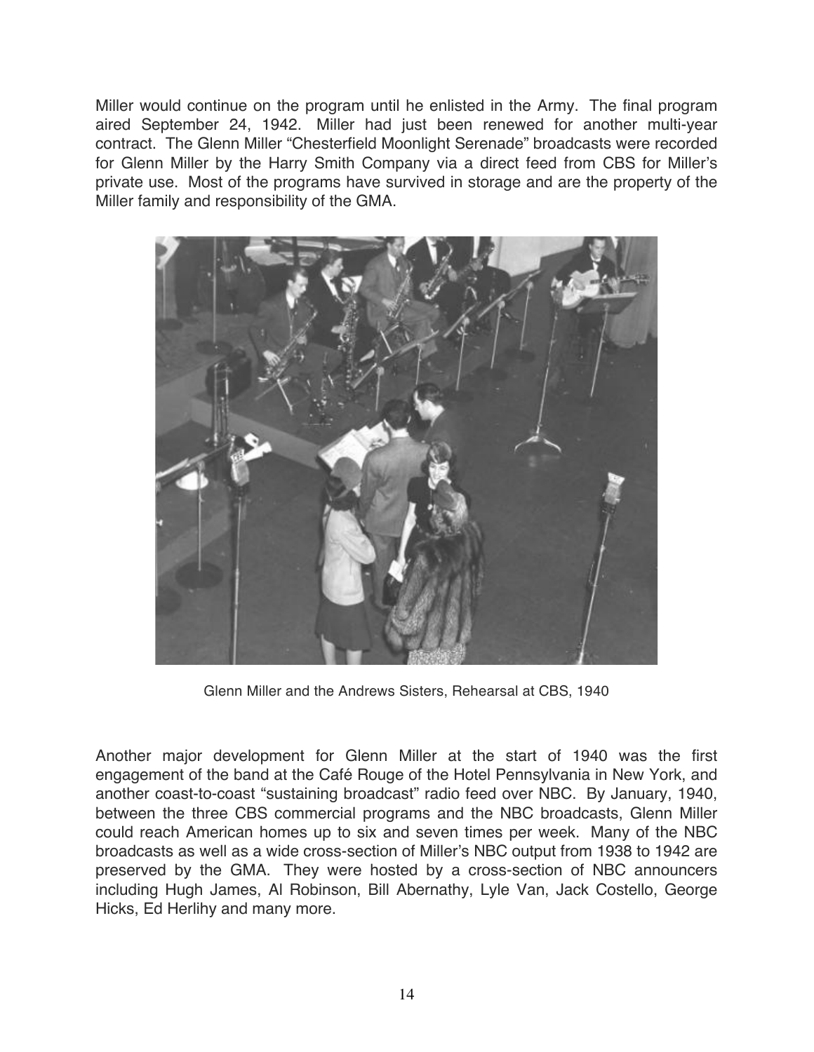Miller would continue on the program until he enlisted in the Army. The final program aired September 24, 1942. Miller had just been renewed for another multi-year contract. The Glenn Miller "Chesterfield Moonlight Serenade" broadcasts were recorded for Glenn Miller by the Harry Smith Company via a direct feed from CBS for Miller's private use. Most of the programs have survived in storage and are the property of the Miller family and responsibility of the GMA.

Glenn Miller and the Andrews Sisters, Rehearsal at CBS, 1940

Another major development for Glenn Miller at the start of 1940 was the first engagement of the band at the Café Rouge of the Hotel Pennsylvania in New York, and another coast-to-coast "sustaining broadcast" radio feed over NBC. By January, 1940, between the three CBS commercial programs and the NBC broadcasts, Glenn Miller could reach American homes up to six and seven times per week. Many of the NBC broadcasts as well as a wide cross-section of Miller's NBC output from 1938 to 1942 are preserved by the GMA. They were hosted by a cross-section of NBC announcers including Hugh James, Al Robinson, Bill Abernathy, Lyle Van, Jack Costello, George Hicks, Ed Herlihy and many more.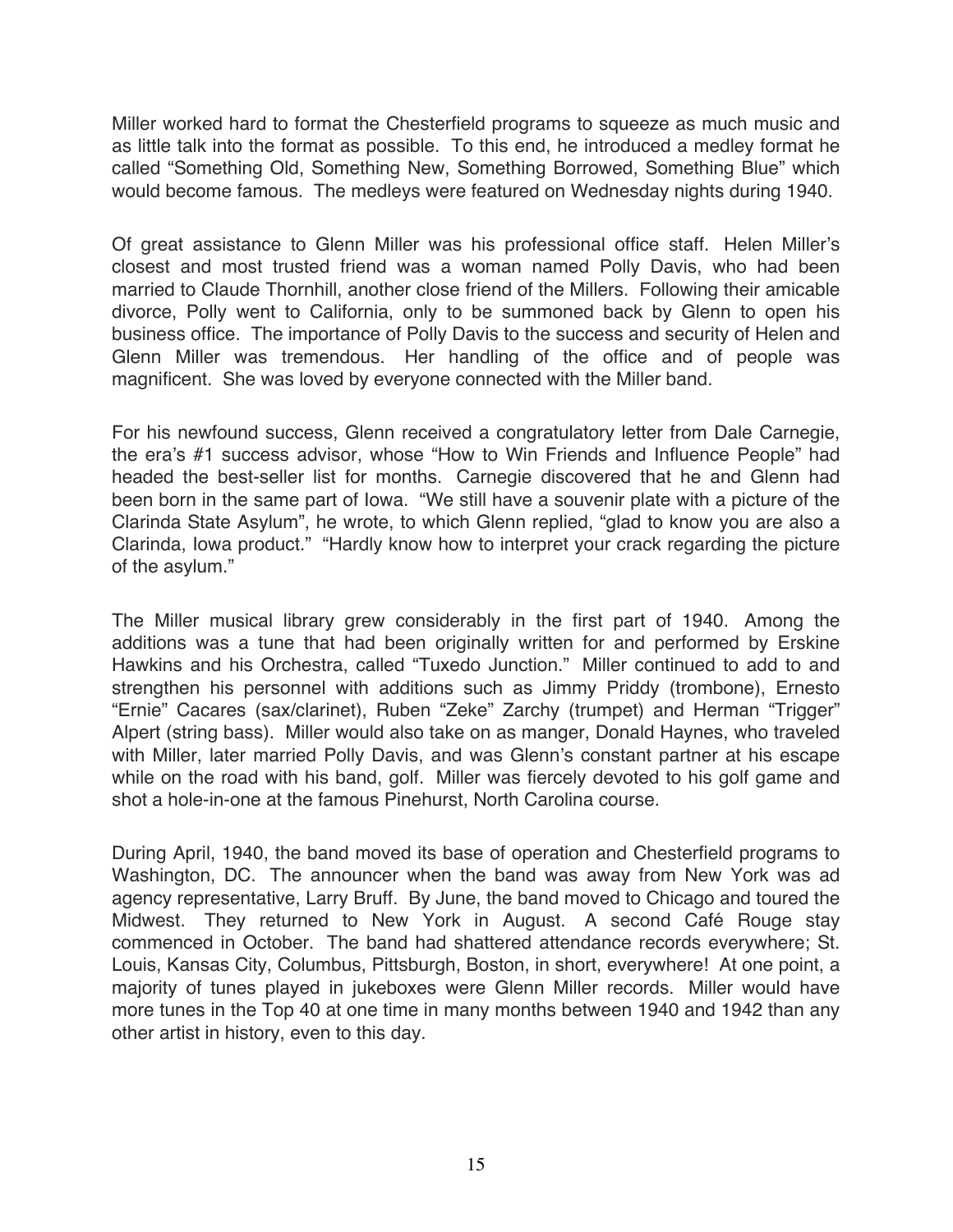Miller worked hard to format the Chesterfield programs to squeeze as much music and as little talk into the format as possible. To this end, he introduced a medley format he called "Something Old, Something New, Something Borrowed, Something Blue" which would become famous. The medleys were featured on Wednesday nights during 1940.

Of great assistance to Glenn Miller was his professional office staff. Helen Miller's closest and most trusted friend was a woman named Polly Davis, who had been married to Claude Thornhill, another close friend of the Millers. Following their amicable divorce, Polly went to California, only to be summoned back by Glenn to open his business office. The importance of Polly Davis to the success and security of Helen and Glenn Miller was tremendous. Her handling of the office and of people was magnificent. She was loved by everyone connected with the Miller band.

For his newfound success, Glenn received a congratulatory letter from Dale Carnegie, the era's #1 success advisor, whose "How to Win Friends and Influence People" had headed the best-seller list for months. Carnegie discovered that he and Glenn had been born in the same part of Iowa. "We still have a souvenir plate with a picture of the Clarinda State Asylum", he wrote, to which Glenn replied, "glad to know you are also a Clarinda, Iowa product." "Hardly know how to interpret your crack regarding the picture of the asylum."

The Miller musical library grew considerably in the first part of 1940. Among the additions was a tune that had been originally written for and performed by Erskine Hawkins and his Orchestra, called "Tuxedo Junction." Miller continued to add to and strengthen his personnel with additions such as Jimmy Priddy (trombone), Ernesto "Ernie" Cacares (sax/clarinet), Ruben "Zeke" Zarchy (trumpet) and Herman "Trigger" Alpert (string bass). Miller would also take on as manger, Donald Haynes, who traveled with Miller, later married Polly Davis, and was Glenn's constant partner at his escape while on the road with his band, golf. Miller was fiercely devoted to his golf game and shot a hole-in-one at the famous Pinehurst, North Carolina course.

During April, 1940, the band moved its base of operation and Chesterfield programs to Washington, DC. The announcer when the band was away from New York was ad agency representative, Larry Bruff. By June, the band moved to Chicago and toured the Midwest. They returned to New York in August. A second Café Rouge stay commenced in October. The band had shattered attendance records everywhere; St. Louis, Kansas City, Columbus, Pittsburgh, Boston, in short, everywhere! At one point, a majority of tunes played in jukeboxes were Glenn Miller records. Miller would have more tunes in the Top 40 at one time in many months between 1940 and 1942 than any other artist in history, even to this day.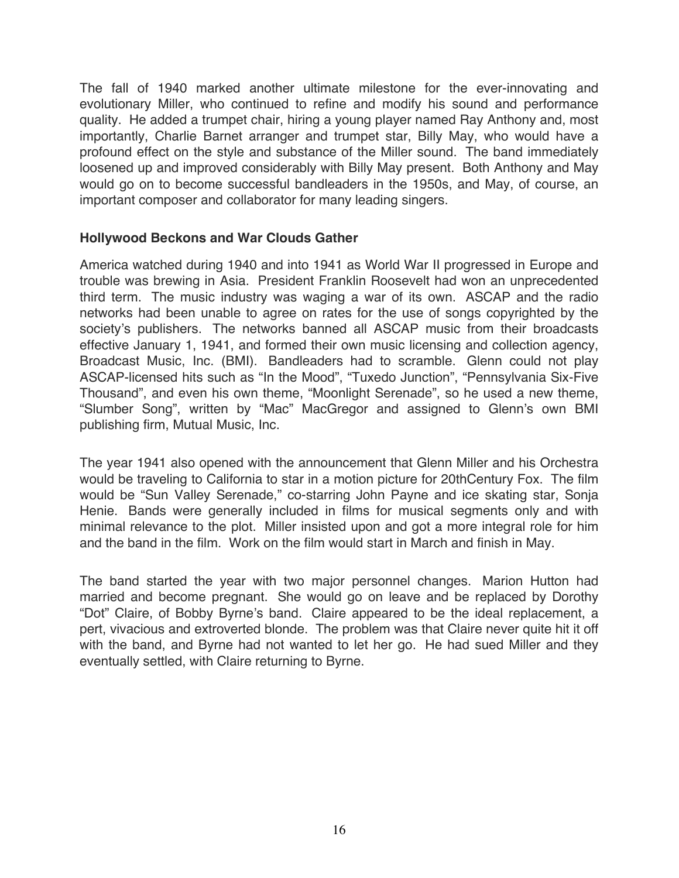The fall of 1940 marked another ultimate milestone for the ever-innovating and evolutionary Miller, who continued to refine and modify his sound and performance quality. He added a trumpet chair, hiring a young player named Ray Anthony and, most importantly, Charlie Barnet arranger and trumpet star, Billy May, who would have a profound effect on the style and substance of the Miller sound. The band immediately loosened up and improved considerably with Billy May present. Both Anthony and May would go on to become successful bandleaders in the 1950s, and May, of course, an important composer and collaborator for many leading singers.

### Hollywood Beckons and War Clouds Gather

America watched during 1940 and into 1941 as World War II progressed in Europe and trouble was brewing in Asia. President Franklin Roosevelt had won an unprecedented third term. The music industry was waging a war of its own. ASCAP and the radio networks had been unable to agree on rates for the use of songs copyrighted by the society's publishers. The networks banned all ASCAP music from their broadcasts effective January 1, 1941, and formed their own music licensing and collection agency, Broadcast Music, Inc. (BMI). Bandleaders had to scramble. Glenn could not play ASCAP-licensed hits such as "In the Mood", "Tuxedo Junction", "Pennsylvania Six-Five Thousand", and even his own theme, "Moonlight Serenade", so he used a new theme, "Slumber Song", written by "Mac" MacGregor and assigned to Glenn's own BMI publishing firm, Mutual Music, Inc.

The year 1941 also opened with the announcement that Glenn Miller and his Orchestra would be traveling to California to star in a motion picture for 20thCentury Fox. The film would be "Sun Valley Serenade," co-starring John Payne and ice skating star, Sonja Henie. Bands were generally included in films for musical segments only and with minimal relevance to the plot. Miller insisted upon and got a more integral role for him and the band in the film. Work on the film would start in March and finish in May.

The band started the year with two major personnel changes. Marion Hutton had married and become pregnant. She would go on leave and be replaced by Dorothy "Dot" Claire, of Bobby Byrne's band. Claire appeared to be the ideal replacement, a pert, vivacious and extroverted blonde. The problem was that Claire never quite hit it off with the band, and Byrne had not wanted to let her go. He had sued Miller and they eventually settled, with Claire returning to Byrne.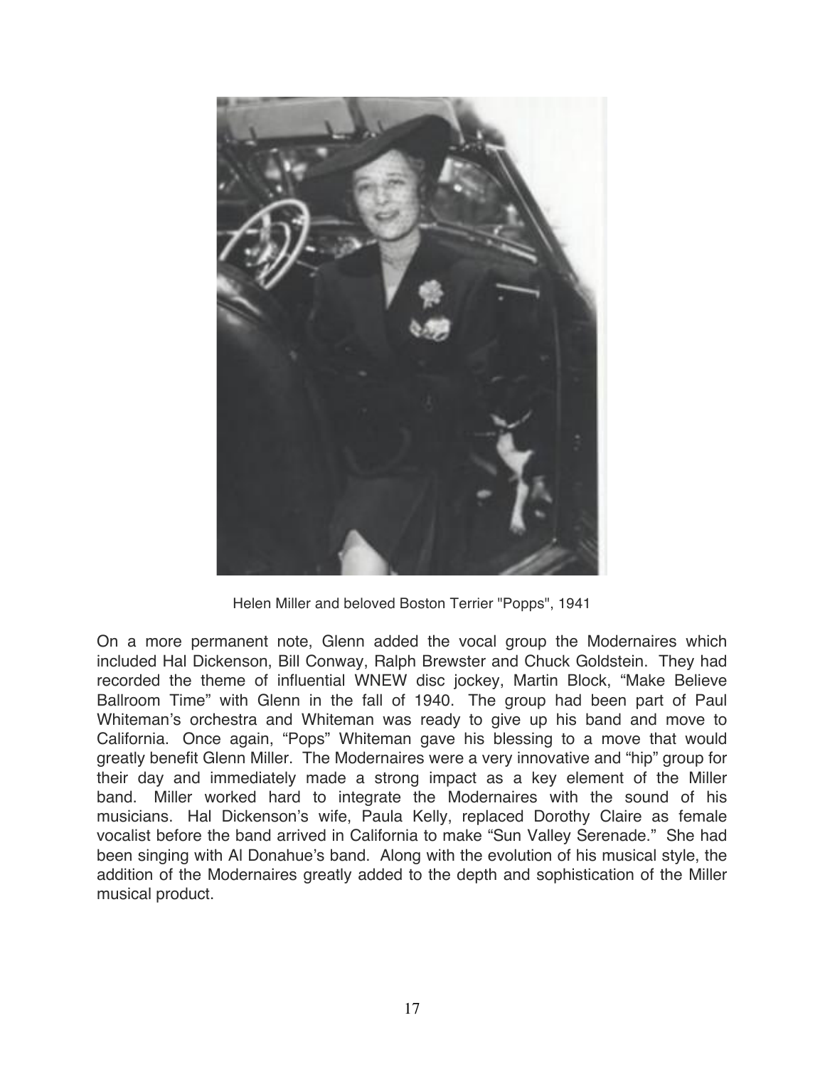Helen Miller and beloved Boston Terrier "Popps", 1941

On a more permanent note, Glenn added the vocal group the Modernaires which included Hal Dickenson, Bill Conway, Ralph Brewster and Chuck Goldstein. They had recorded the theme of influential WNEW disc jockey, Martin Block, "Make Believe Ballroom Time" with Glenn in the fall of 1940. The group had been part of Paul Whiteman's orchestra and Whiteman was ready to give up his band and move to California. Once again, "Pops" Whiteman gave his blessing to a move that would greatly benefit Glenn Miller. The Modernaires were a very innovative and "hip" group for their day and immediately made a strong impact as a key element of the Miller band. Miller worked hard to integrate the Modernaires with the sound of his musicians. Hal Dickenson's wife, Paula Kelly, replaced Dorothy Claire as female vocalist before the band arrived in California to make "Sun Valley Serenade." She had been singing with Al Donahue's band. Along with the evolution of his musical style, the addition of the Modernaires greatly added to the depth and sophistication of the Miller musical product.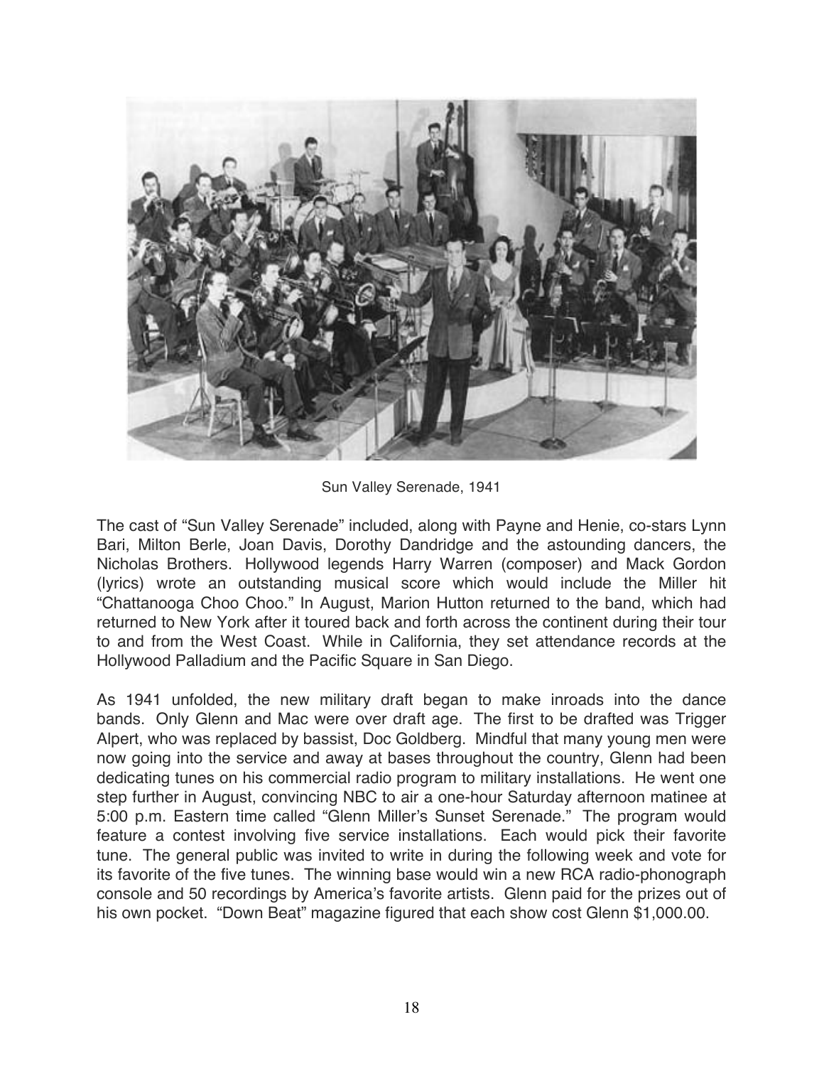Sun Valley Serenade, 1941

The cast of "Sun Valley Serenade" included, along with Payne and Henie, co-stars Lynn Bari, Milton Berle, Joan Davis, Dorothy Dandridge and the astounding dancers, the Nicholas Brothers. Hollywood legends Harry Warren (composer) and Mack Gordon (lyrics) wrote an outstanding musical score which would include the Miller hit "Chattanooga Choo Choo." In August, Marion Hutton returned to the band, which had returned to New York after it toured back and forth across the continent during their tour to and from the West Coast. While in California, they set attendance records at the Hollywood Palladium and the Pacific Square in San Diego.

As 1941 unfolded, the new military draft began to make inroads into the dance bands. Only Glenn and Mac were over draft age. The first to be drafted was Trigger Alpert, who was replaced by bassist, Doc Goldberg. Mindful that many young men were now going into the service and away at bases throughout the country, Glenn had been dedicating tunes on his commercial radio program to military installations. He went one step further in August, convincing NBC to air a one-hour Saturday afternoon matinee at 5:00 p.m. Eastern time called "Glenn Miller's Sunset Serenade." The program would feature a contest involving five service installations. Each would pick their favorite tune. The general public was invited to write in during the following week and vote for its favorite of the five tunes. The winning base would win a new RCA radio-phonograph console and 50 recordings by America's favorite artists. Glenn paid for the prizes out of his own pocket. "Down Beat" magazine figured that each show cost Glenn $1,000.00.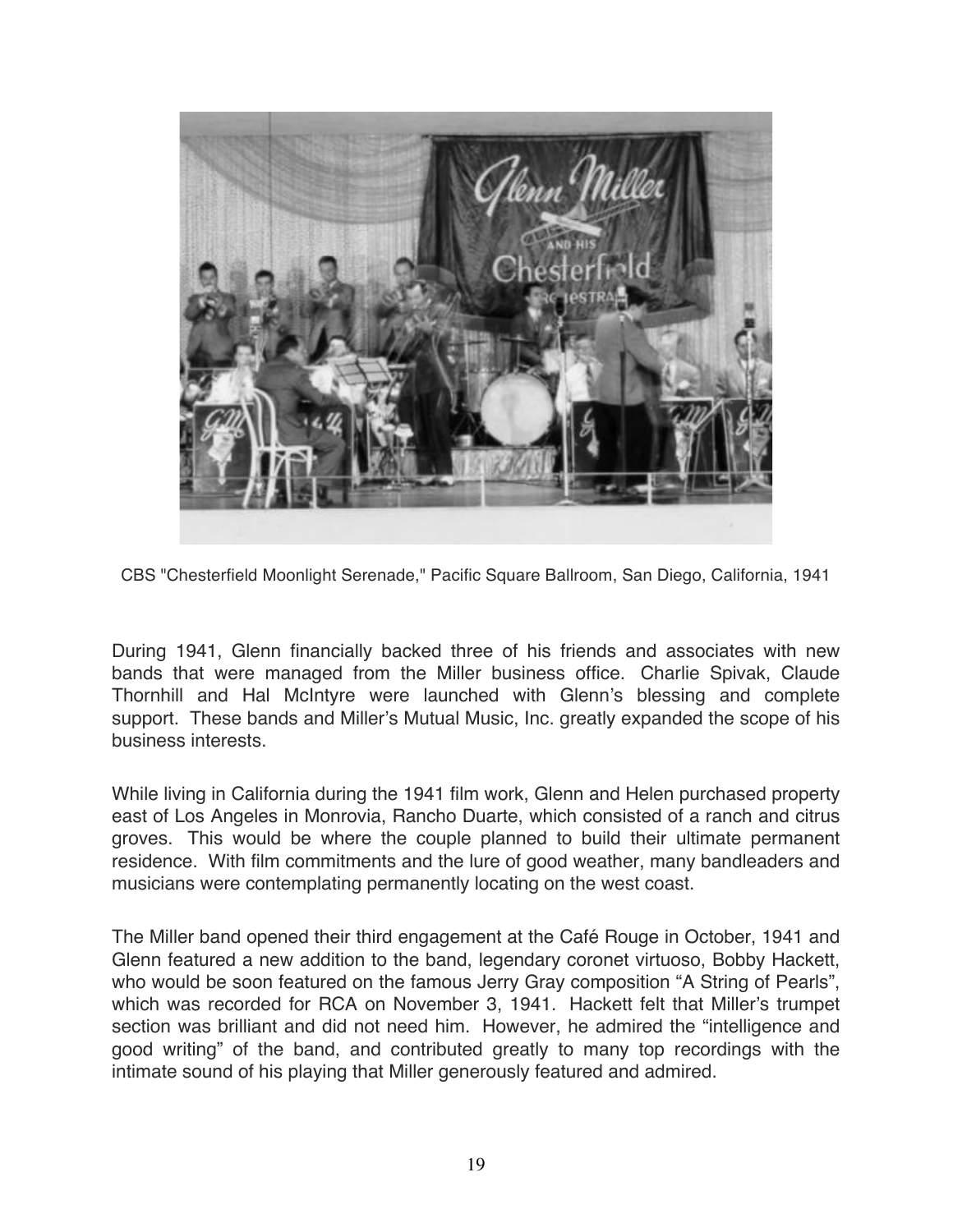CBS "Chesterfield Moonlight Serenade," Pacific Square Ballroom, San Diego, California, 1941

During 1941, Glenn financially backed three of his friends and associates with new bands that were managed from the Miller business office. Charlie Spivak, Claude Thornhill and Hal McIntyre were launched with Glenn's blessing and complete support. These bands and Miller's Mutual Music, Inc. greatly expanded the scope of his business interests.

While living in California during the 1941 film work, Glenn and Helen purchased property east of Los Angeles in Monrovia, Rancho Duarte, which consisted of a ranch and citrus groves. This would be where the couple planned to build their ultimate permanent residence. With film commitments and the lure of good weather, many bandleaders and musicians were contemplating permanently locating on the west coast.

The Miller band opened their third engagement at the Café Rouge in October, 1941 and Glenn featured a new addition to the band, legendary coronet virtuoso, Bobby Hackett, who would be soon featured on the famous Jerry Gray composition "A String of Pearls", which was recorded for RCA on November 3, 1941. Hackett felt that Miller's trumpet section was brilliant and did not need him. However, he admired the "intelligence and good writing" of the band, and contributed greatly to many top recordings with the intimate sound of his playing that Miller generously featured and admired.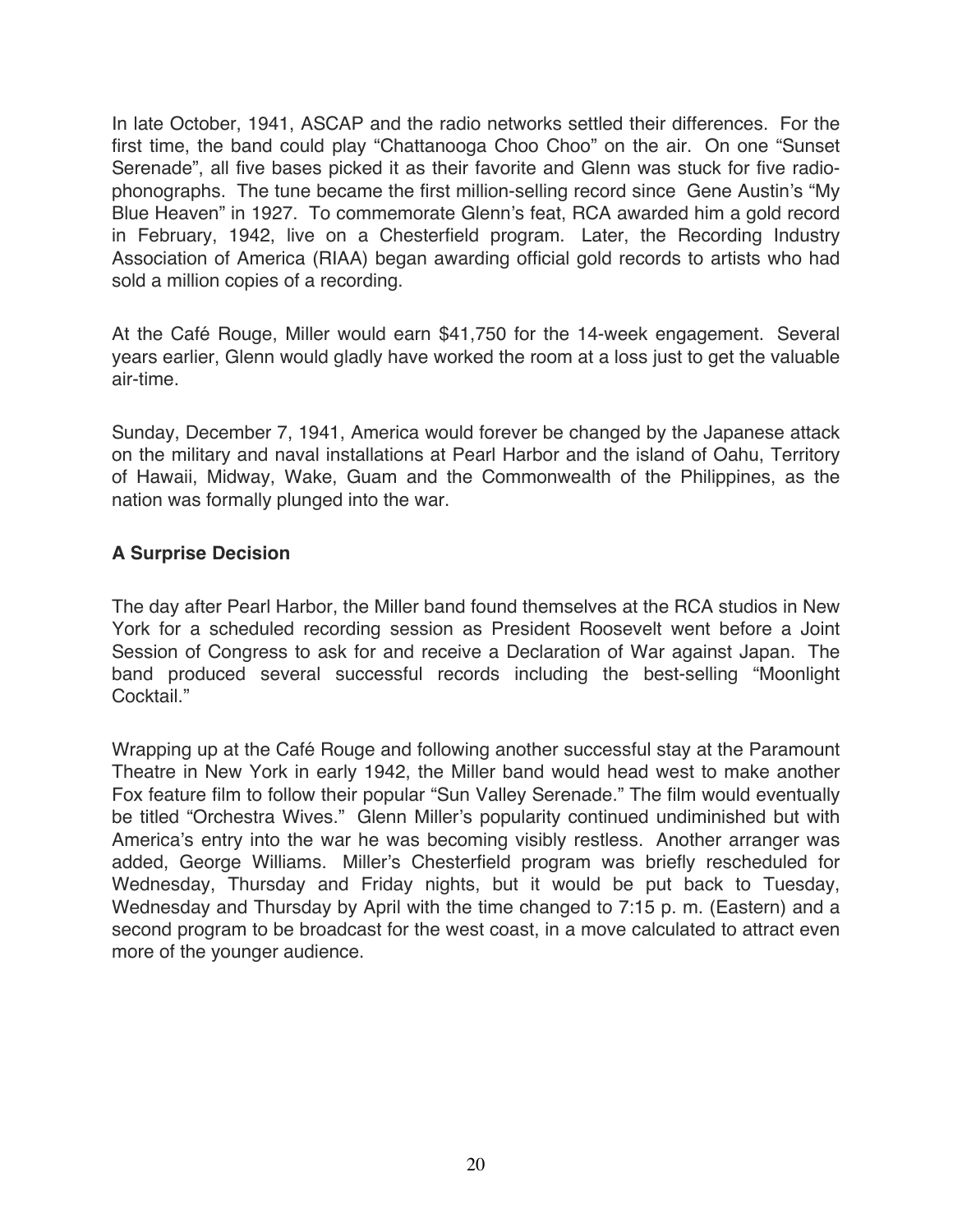In late October, 1941, ASCAP and the radio networks settled their differences. For the first time, the band could play "Chattanooga Choo Choo" on the air. On one "Sunset Serenade", all five bases picked it as their favorite and Glenn was stuck for five radio-phonographs. The tune became the first million-selling record since Gene Austin's "My Blue Heaven" in 1927. To commemorate Glenn's feat, RCA awarded him a gold record in February, 1942, live on a Chesterfield program. Later, the Recording Industry Association of America (RIAA) began awarding official gold records to artists who had sold a million copies of a recording.

At the Café Rouge, Miller would earn $41,750 for the 14-week engagement. Several years earlier, Glenn would gladly have worked the room at a loss just to get the valuable air-time.

Sunday, December 7, 1941, America would forever be changed by the Japanese attack on the military and naval installations at Pearl Harbor and the island of Oahu, Territory of Hawaii, Midway, Wake, Guam and the Commonwealth of the Philippines, as the nation was formally plunged into the war.

### A Surprise Decision

The day after Pearl Harbor, the Miller band found themselves at the RCA studios in New York for a scheduled recording session as President Roosevelt went before a Joint Session of Congress to ask for and receive a Declaration of War against Japan. The band produced several successful records including the best-selling "Moonlight Cocktail."

Wrapping up at the Café Rouge and following another successful stay at the Paramount Theatre in New York in early 1942, the Miller band would head west to make another Fox feature film to follow their popular "Sun Valley Serenade." The film would eventually be titled "Orchestra Wives." Glenn Miller's popularity continued undiminished but with America's entry into the war he was becoming visibly restless. Another arranger was added, George Williams. Miller's Chesterfield program was briefly rescheduled for Wednesday, Thursday and Friday nights, but it would be put back to Tuesday, Wednesday and Thursday by April with the time changed to 7:15 p. m. (Eastern) and a second program to be broadcast for the west coast, in a move calculated to attract even more of the younger audience.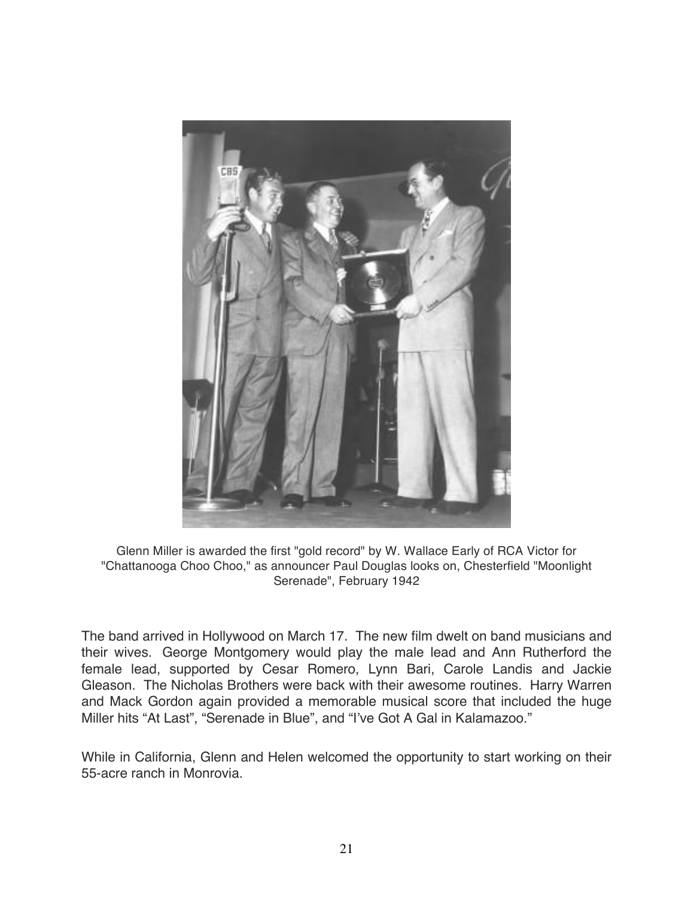Glenn Miller is awarded the first "gold record" by W. Wallace Early of RCA Victor for "Chattanooga Choo Choo," as announcer Paul Douglas looks on, Chesterfield "Moonlight Serenade", February 1942

The band arrived in Hollywood on March 17. The new film dwelt on band musicians and their wives. George Montgomery would play the male lead and Ann Rutherford the female lead, supported by Cesar Romero, Lynn Bari, Carole Landis and Jackie Gleason. The Nicholas Brothers were back with their awesome routines. Harry Warren and Mack Gordon again provided a memorable musical score that included the huge Miller hits "At Last", "Serenade in Blue", and "I've Got A Gal in Kalamazoo."

While in California, Glenn and Helen welcomed the opportunity to start working on their 55-acre ranch in Monrovia.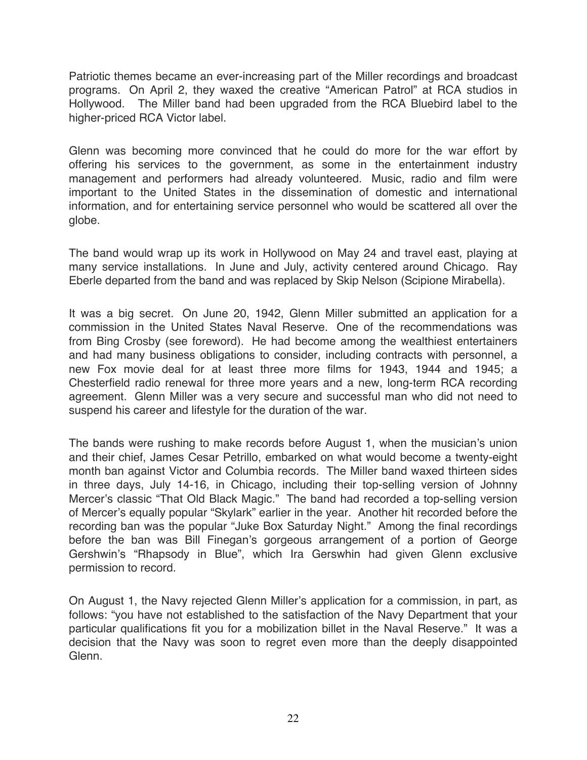Patriotic themes became an ever-increasing part of the Miller recordings and broadcast programs. On April 2, they waxed the creative "American Patrol" at RCA studios in Hollywood. The Miller band had been upgraded from the RCA Bluebird label to the higher-priced RCA Victor label.

Glenn was becoming more convinced that he could do more for the war effort by offering his services to the government, as some in the entertainment industry management and performers had already volunteered. Music, radio and film were important to the United States in the dissemination of domestic and international information, and for entertaining service personnel who would be scattered all over the globe.

The band would wrap up its work in Hollywood on May 24 and travel east, playing at many service installations. In June and July, activity centered around Chicago. Ray Eberle departed from the band and was replaced by Skip Nelson (Scipione Mirabella).

It was a big secret. On June 20, 1942, Glenn Miller submitted an application for a commission in the United States Naval Reserve. One of the recommendations was from Bing Crosby (see foreword). He had become among the wealthiest entertainers and had many business obligations to consider, including contracts with personnel, a new Fox movie deal for at least three more films for 1943, 1944 and 1945; a Chesterfield radio renewal for three more years and a new, long-term RCA recording agreement. Glenn Miller was a very secure and successful man who did not need to suspend his career and lifestyle for the duration of the war.

The bands were rushing to make records before August 1, when the musician's union and their chief, James Cesar Petrillo, embarked on what would become a twenty-eight month ban against Victor and Columbia records. The Miller band waxed thirteen sides in three days, July 14-16, in Chicago, including their top-selling version of Johnny Mercer's classic "That Old Black Magic." The band had recorded a top-selling version of Mercer's equally popular "Skylark" earlier in the year. Another hit recorded before the recording ban was the popular "Juke Box Saturday Night." Among the final recordings before the ban was Bill Finegan's gorgeous arrangement of a portion of George Gershwin's "Rhapsody in Blue", which Ira Gerswhin had given Glenn exclusive permission to record.

On August 1, the Navy rejected Glenn Miller's application for a commission, in part, as follows: "you have not established to the satisfaction of the Navy Department that your particular qualifications fit you for a mobilization billet in the Naval Reserve." It was a decision that the Navy was soon to regret even more than the deeply disappointed Glenn.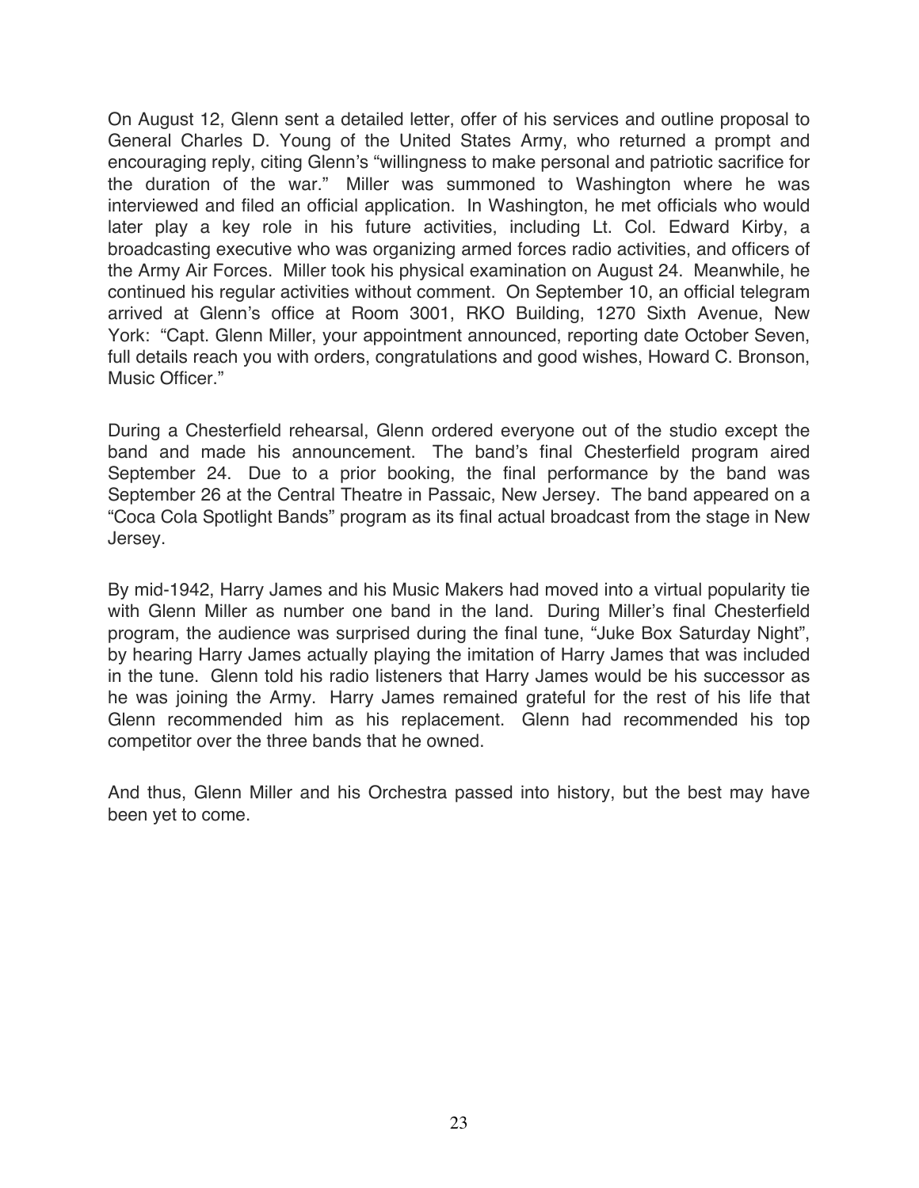On August 12, Glenn sent a detailed letter, offer of his services and outline proposal to General Charles D. Young of the United States Army, who returned a prompt and encouraging reply, citing Glenn's "willingness to make personal and patriotic sacrifice for the duration of the war." Miller was summoned to Washington where he was interviewed and filed an official application. In Washington, he met officials who would later play a key role in his future activities, including Lt. Col. Edward Kirby, a broadcasting executive who was organizing armed forces radio activities, and officers of the Army Air Forces. Miller took his physical examination on August 24. Meanwhile, he continued his regular activities without comment. On September 10, an official telegram arrived at Glenn's office at Room 3001, RKO Building, 1270 Sixth Avenue, New York: "Capt. Glenn Miller, your appointment announced, reporting date October Seven, full details reach you with orders, congratulations and good wishes, Howard C. Bronson, Music Officer."

During a Chesterfield rehearsal, Glenn ordered everyone out of the studio except the band and made his announcement. The band's final Chesterfield program aired September 24. Due to a prior booking, the final performance by the band was September 26 at the Central Theatre in Passaic, New Jersey. The band appeared on a "Coca Cola Spotlight Bands" program as its final actual broadcast from the stage in New Jersey.

By mid-1942, Harry James and his Music Makers had moved into a virtual popularity tie with Glenn Miller as number one band in the land. During Miller's final Chesterfield program, the audience was surprised during the final tune, "Juke Box Saturday Night", by hearing Harry James actually playing the imitation of Harry James that was included in the tune. Glenn told his radio listeners that Harry James would be his successor as he was joining the Army. Harry James remained grateful for the rest of his life that Glenn recommended him as his replacement. Glenn had recommended his top competitor over the three bands that he owned.

And thus, Glenn Miller and his Orchestra passed into history, but the best may have been yet to come.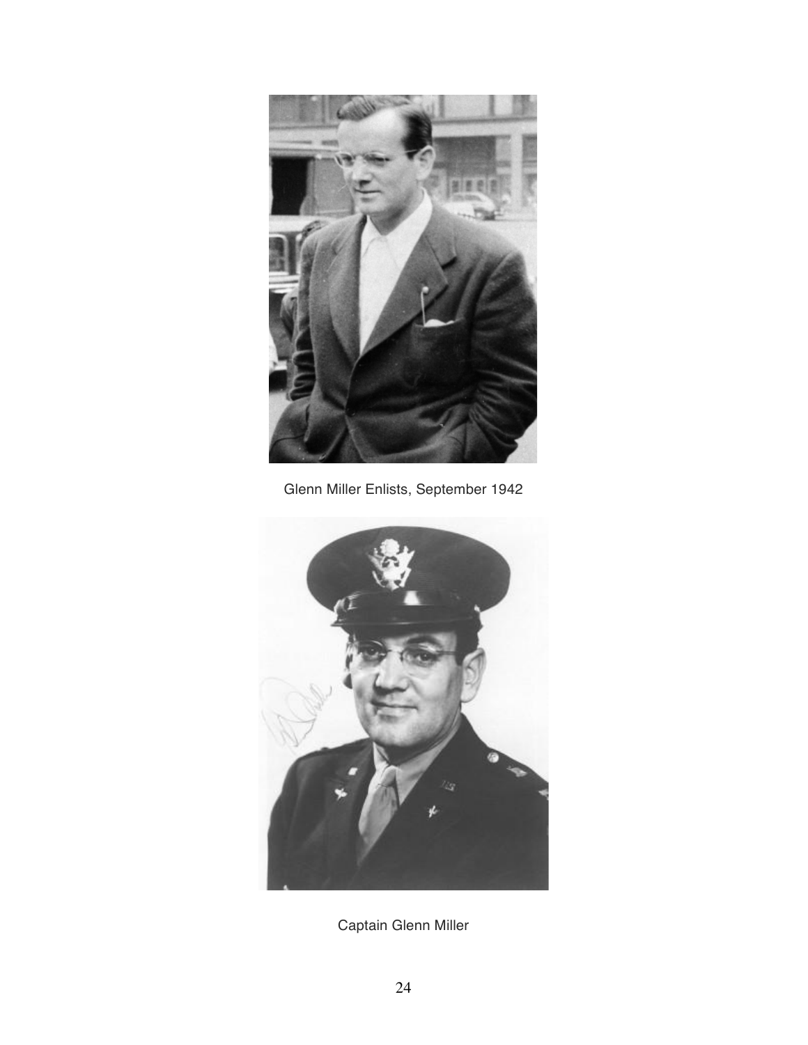Glenn Miller Enlists, September 1942

Captain Glenn Miller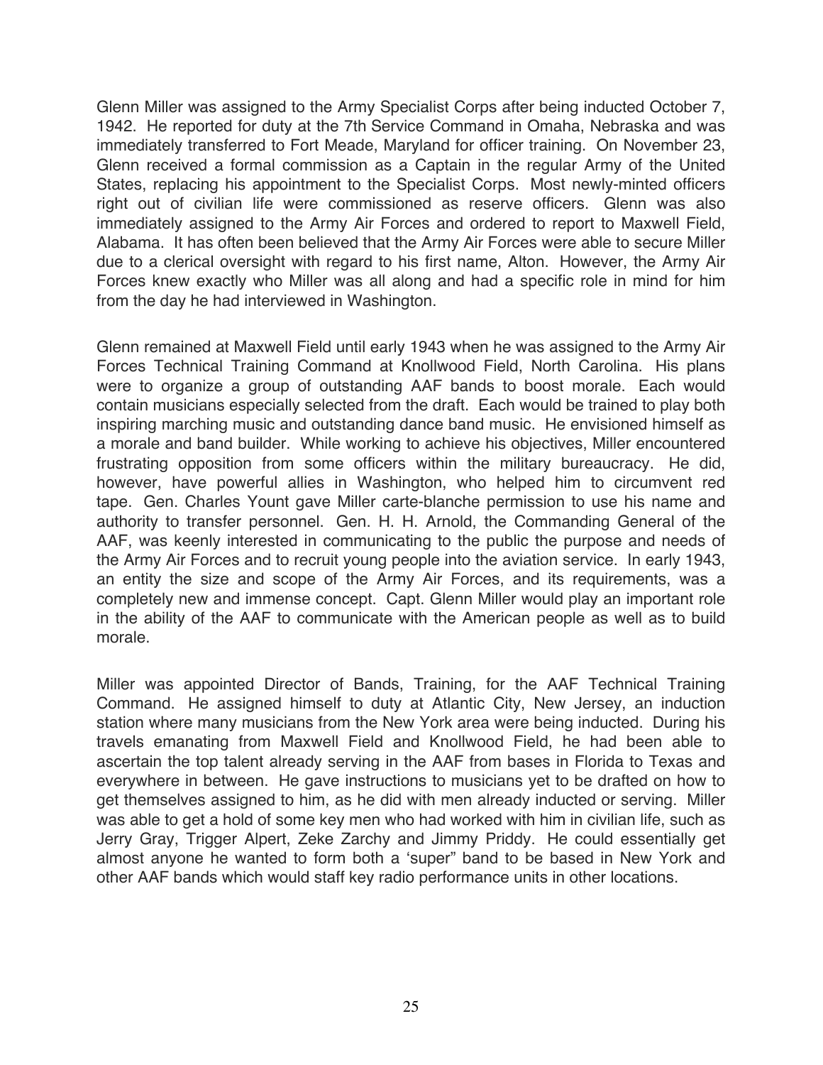Glenn Miller was assigned to the Army Specialist Corps after being inducted October 7, 1942. He reported for duty at the 7th Service Command in Omaha, Nebraska and was immediately transferred to Fort Meade, Maryland for officer training. On November 23, Glenn received a formal commission as a Captain in the regular Army of the United States, replacing his appointment to the Specialist Corps. Most newly-minted officers right out of civilian life were commissioned as reserve officers. Glenn was also immediately assigned to the Army Air Forces and ordered to report to Maxwell Field, Alabama. It has often been believed that the Army Air Forces were able to secure Miller due to a clerical oversight with regard to his first name, Alton. However, the Army Air Forces knew exactly who Miller was all along and had a specific role in mind for him from the day he had interviewed in Washington.

Glenn remained at Maxwell Field until early 1943 when he was assigned to the Army Air Forces Technical Training Command at Knollwood Field, North Carolina. His plans were to organize a group of outstanding AAF bands to boost morale. Each would contain musicians especially selected from the draft. Each would be trained to play both inspiring marching music and outstanding dance band music. He envisioned himself as a morale and band builder. While working to achieve his objectives, Miller encountered frustrating opposition from some officers within the military bureaucracy. He did, however, have powerful allies in Washington, who helped him to circumvent red tape. Gen. Charles Yount gave Miller carte-blanche permission to use his name and authority to transfer personnel. Gen. H. H. Arnold, the Commanding General of the AAF, was keenly interested in communicating to the public the purpose and needs of the Army Air Forces and to recruit young people into the aviation service. In early 1943, an entity the size and scope of the Army Air Forces, and its requirements, was a completely new and immense concept. Capt. Glenn Miller would play an important role in the ability of the AAF to communicate with the American people as well as to build morale.

Miller was appointed Director of Bands, Training, for the AAF Technical Training Command. He assigned himself to duty at Atlantic City, New Jersey, an induction station where many musicians from the New York area were being inducted. During his travels emanating from Maxwell Field and Knollwood Field, he had been able to ascertain the top talent already serving in the AAF from bases in Florida to Texas and everywhere in between. He gave instructions to musicians yet to be drafted on how to get themselves assigned to him, as he did with men already inducted or serving. Miller was able to get a hold of some key men who had worked with him in civilian life, such as Jerry Gray, Trigger Alpert, Zeke Zarchy and Jimmy Priddy. He could essentially get almost anyone he wanted to form both a 'super" band to be based in New York and other AAF bands which would staff key radio performance units in other locations.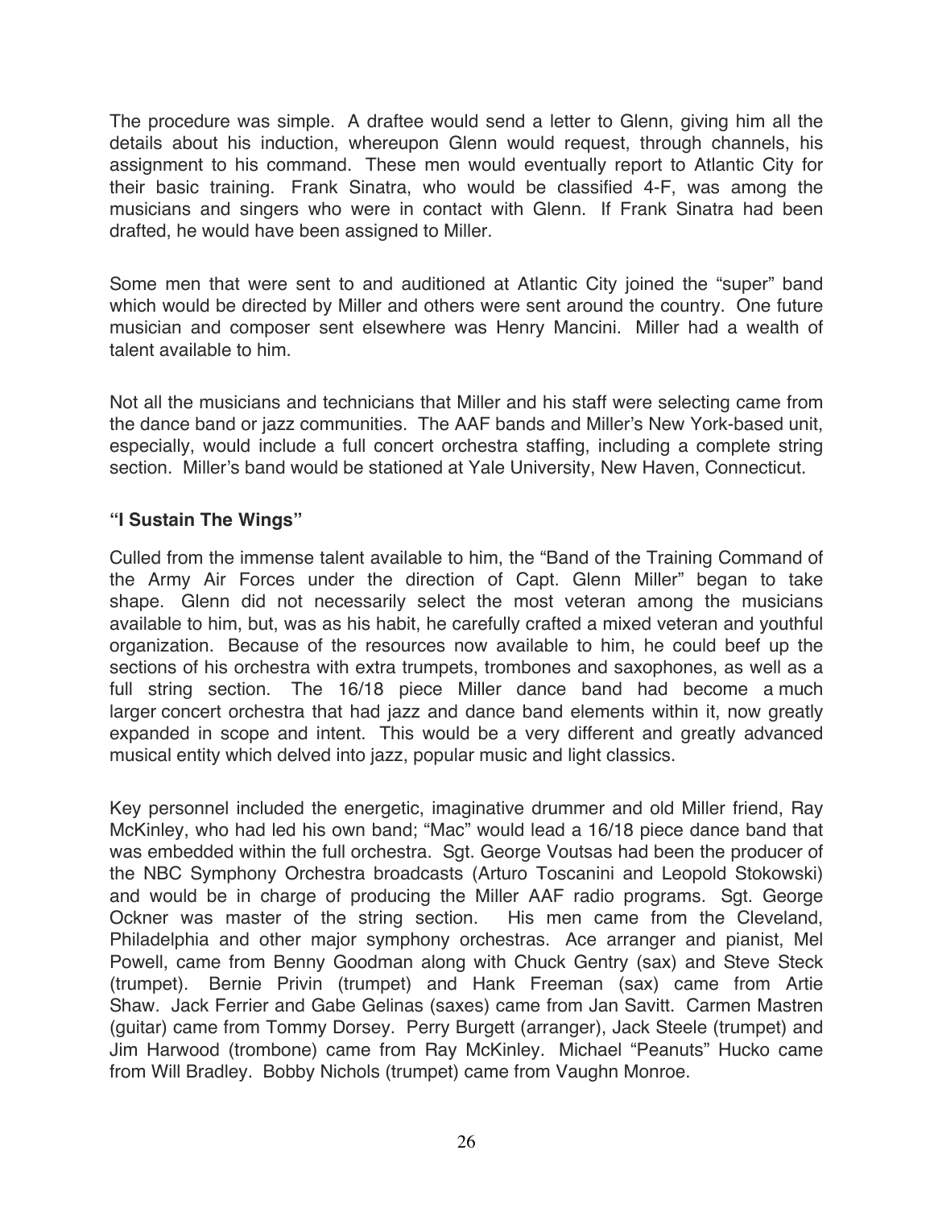The procedure was simple. A draftee would send a letter to Glenn, giving him all the details about his induction, whereupon Glenn would request, through channels, his assignment to his command. These men would eventually report to Atlantic City for their basic training. Frank Sinatra, who would be classified 4-F, was among the musicians and singers who were in contact with Glenn. If Frank Sinatra had been drafted, he would have been assigned to Miller.

Some men that were sent to and auditioned at Atlantic City joined the "super" band which would be directed by Miller and others were sent around the country. One future musician and composer sent elsewhere was Henry Mancini. Miller had a wealth of talent available to him.

Not all the musicians and technicians that Miller and his staff were selecting came from the dance band or jazz communities. The AAF bands and Miller's New York-based unit, especially, would include a full concert orchestra staffing, including a complete string section. Miller's band would be stationed at Yale University, New Haven, Connecticut.

### "I Sustain The Wings"

Culled from the immense talent available to him, the "Band of the Training Command of the Army Air Forces under the direction of Capt. Glenn Miller" began to take shape. Glenn did not necessarily select the most veteran among the musicians available to him, but, was as his habit, he carefully crafted a mixed veteran and youthful organization. Because of the resources now available to him, he could beef up the sections of his orchestra with extra trumpets, trombones and saxophones, as well as a full string section. The 16/18 piece Miller dance band had become a much larger concert orchestra that had jazz and dance band elements within it, now greatly expanded in scope and intent. This would be a very different and greatly advanced musical entity which delved into jazz, popular music and light classics.

Key personnel included the energetic, imaginative drummer and old Miller friend, Ray McKinley, who had led his own band; "Mac" would lead a 16/18 piece dance band that was embedded within the full orchestra. Sgt. George Voutsas had been the producer of the NBC Symphony Orchestra broadcasts (Arturo Toscanini and Leopold Stokowski) and would be in charge of producing the Miller AAF radio programs. Sgt. George Ockner was master of the string section. His men came from the Cleveland, Philadelphia and other major symphony orchestras. Ace arranger and pianist, Mel Powell, came from Benny Goodman along with Chuck Gentry (sax) and Steve Steck (trumpet). Bernie Privin (trumpet) and Hank Freeman (sax) came from Artie Shaw. Jack Ferrier and Gabe Gelinas (saxes) came from Jan Savitt. Carmen Mastren (guitar) came from Tommy Dorsey. Perry Burgett (arranger), Jack Steele (trumpet) and Jim Harwood (trombone) came from Ray McKinley. Michael "Peanuts" Hucko came from Will Bradley. Bobby Nichols (trumpet) came from Vaughn Monroe.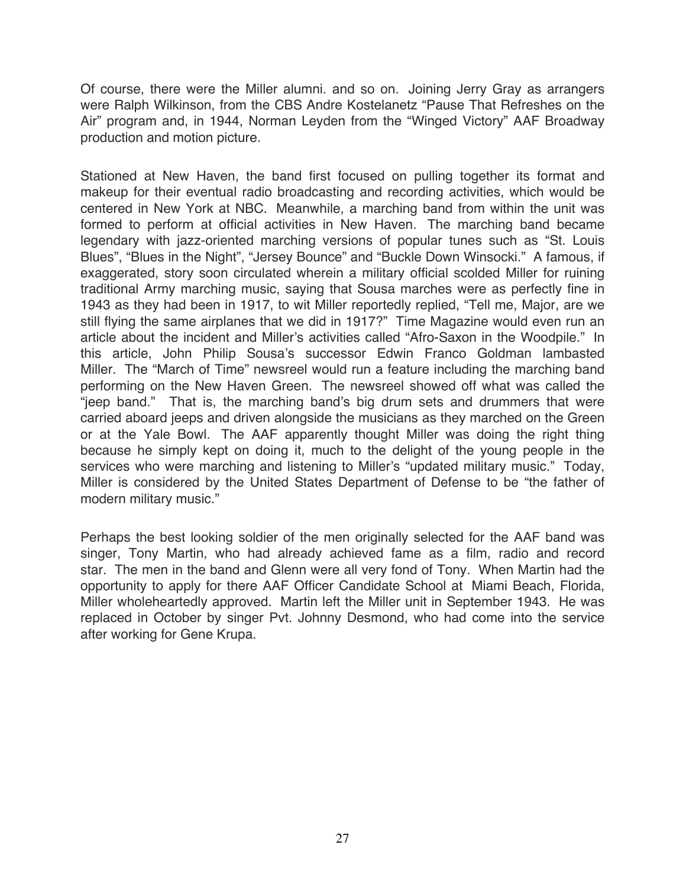Of course, there were the Miller alumni. and so on. Joining Jerry Gray as arrangers were Ralph Wilkinson, from the CBS Andre Kostelanetz "Pause That Refreshes on the Air" program and, in 1944, Norman Leyden from the "Winged Victory" AAF Broadway production and motion picture.

Stationed at New Haven, the band first focused on pulling together its format and makeup for their eventual radio broadcasting and recording activities, which would be centered in New York at NBC. Meanwhile, a marching band from within the unit was formed to perform at official activities in New Haven. The marching band became legendary with jazz-oriented marching versions of popular tunes such as "St. Louis Blues", "Blues in the Night", "Jersey Bounce" and "Buckle Down Winsocki." A famous, if exaggerated, story soon circulated wherein a military official scolded Miller for ruining traditional Army marching music, saying that Sousa marches were as perfectly fine in 1943 as they had been in 1917, to wit Miller reportedly replied, "Tell me, Major, are we still flying the same airplanes that we did in 1917?" Time Magazine would even run an article about the incident and Miller's activities called "Afro-Saxon in the Woodpile." In this article, John Philip Sousa's successor Edwin Franco Goldman lambasted Miller. The "March of Time" newsreel would run a feature including the marching band performing on the New Haven Green. The newsreel showed off what was called the "jeep band." That is, the marching band's big drum sets and drummers that were carried aboard jeeps and driven alongside the musicians as they marched on the Green or at the Yale Bowl. The AAF apparently thought Miller was doing the right thing because he simply kept on doing it, much to the delight of the young people in the services who were marching and listening to Miller's "updated military music." Today, Miller is considered by the United States Department of Defense to be "the father of modern military music."

Perhaps the best looking soldier of the men originally selected for the AAF band was singer, Tony Martin, who had already achieved fame as a film, radio and record star. The men in the band and Glenn were all very fond of Tony. When Martin had the opportunity to apply for there AAF Officer Candidate School at Miami Beach, Florida, Miller wholeheartedly approved. Martin left the Miller unit in September 1943. He was replaced in October by singer Pvt. Johnny Desmond, who had come into the service after working for Gene Krupa.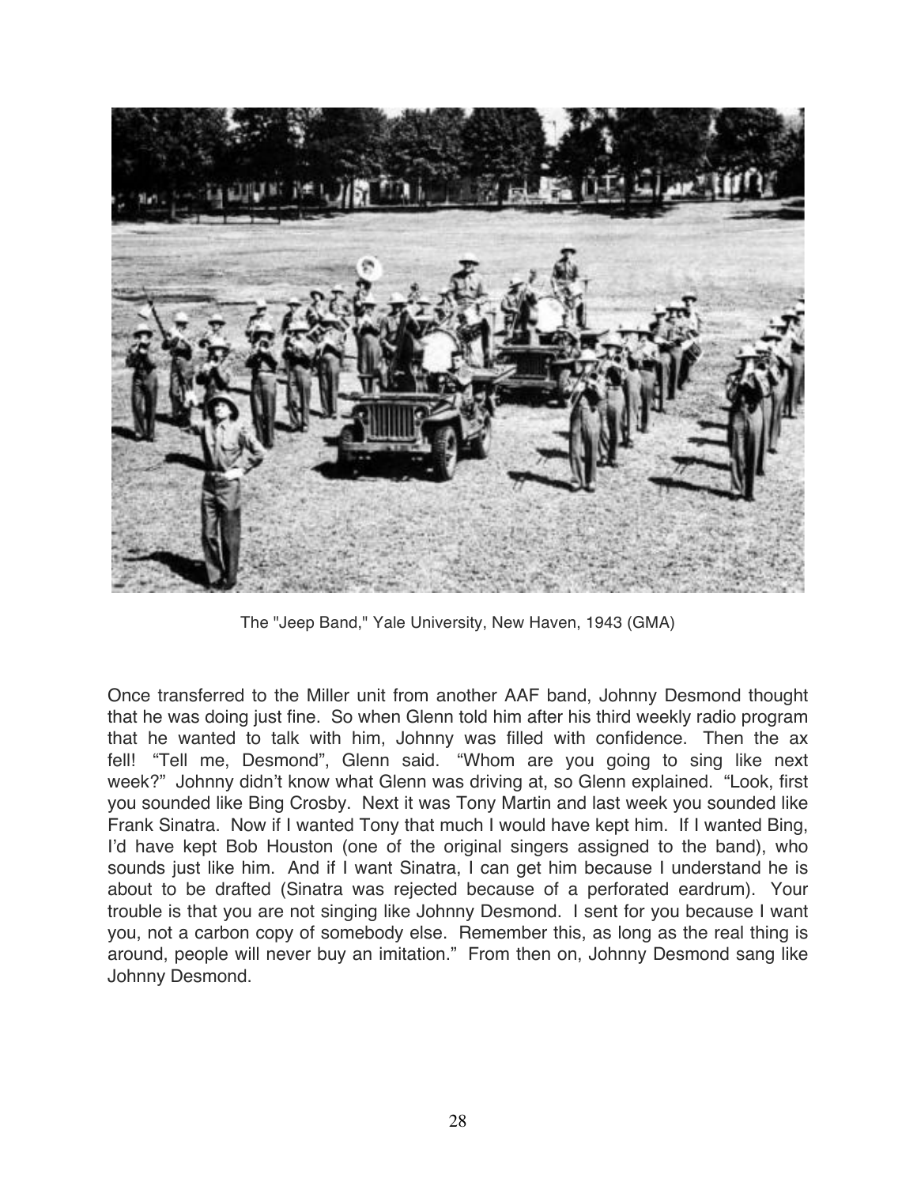The "Jeep Band," Yale University, New Haven, 1943 (GMA)

Once transferred to the Miller unit from another AAF band, Johnny Desmond thought that he was doing just fine. So when Glenn told him after his third weekly radio program that he wanted to talk with him, Johnny was filled with confidence. Then the ax fell! "Tell me, Desmond", Glenn said. "Whom are you going to sing like next week?" Johnny didn't know what Glenn was driving at, so Glenn explained. "Look, first you sounded like Bing Crosby. Next it was Tony Martin and last week you sounded like Frank Sinatra. Now if I wanted Tony that much I would have kept him. If I wanted Bing, I'd have kept Bob Houston (one of the original singers assigned to the band), who sounds just like him. And if I want Sinatra, I can get him because I understand he is about to be drafted (Sinatra was rejected because of a perforated eardrum). Your trouble is that you are not singing like Johnny Desmond. I sent for you because I want you, not a carbon copy of somebody else. Remember this, as long as the real thing is around, people will never buy an imitation." From then on, Johnny Desmond sang like Johnny Desmond.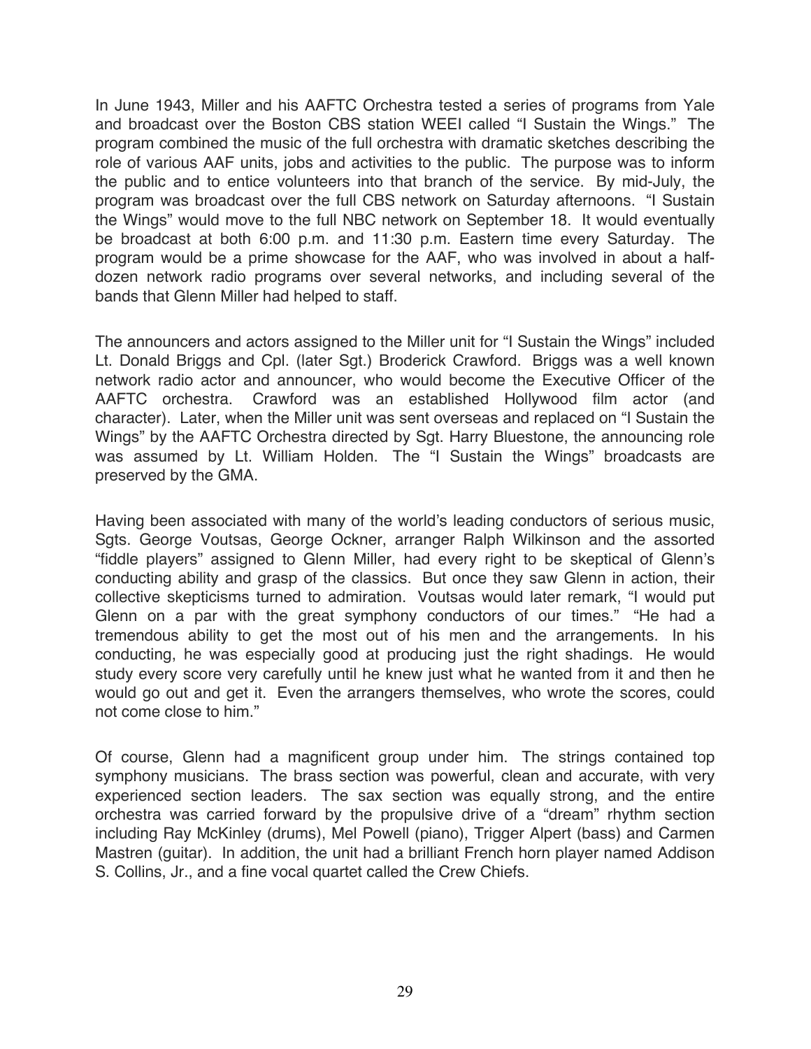In June 1943, Miller and his AAFTC Orchestra tested a series of programs from Yale and broadcast over the Boston CBS station WEEI called "I Sustain the Wings." The program combined the music of the full orchestra with dramatic sketches describing the role of various AAF units, jobs and activities to the public. The purpose was to inform the public and to entice volunteers into that branch of the service. By mid-July, the program was broadcast over the full CBS network on Saturday afternoons. "I Sustain the Wings" would move to the full NBC network on September 18. It would eventually be broadcast at both 6:00 p.m. and 11:30 p.m. Eastern time every Saturday. The program would be a prime showcase for the AAF, who was involved in about a half-dozen network radio programs over several networks, and including several of the bands that Glenn Miller had helped to staff.

The announcers and actors assigned to the Miller unit for "I Sustain the Wings" included Lt. Donald Briggs and Cpl. (later Sgt.) Broderick Crawford. Briggs was a well known network radio actor and announcer, who would become the Executive Officer of the AAFTC orchestra. Crawford was an established Hollywood film actor (and character). Later, when the Miller unit was sent overseas and replaced on "I Sustain the Wings" by the AAFTC Orchestra directed by Sgt. Harry Bluestone, the announcing role was assumed by Lt. William Holden. The "I Sustain the Wings" broadcasts are preserved by the GMA.

Having been associated with many of the world's leading conductors of serious music, Sgts. George Voutsas, George Ockner, arranger Ralph Wilkinson and the assorted "fiddle players" assigned to Glenn Miller, had every right to be skeptical of Glenn's conducting ability and grasp of the classics. But once they saw Glenn in action, their collective skepticisms turned to admiration. Voutsas would later remark, "I would put Glenn on a par with the great symphony conductors of our times." "He had a tremendous ability to get the most out of his men and the arrangements. In his conducting, he was especially good at producing just the right shadings. He would study every score very carefully until he knew just what he wanted from it and then he would go out and get it. Even the arrangers themselves, who wrote the scores, could not come close to him."

Of course, Glenn had a magnificent group under him. The strings contained top symphony musicians. The brass section was powerful, clean and accurate, with very experienced section leaders. The sax section was equally strong, and the entire orchestra was carried forward by the propulsive drive of a "dream" rhythm section including Ray McKinley (drums), Mel Powell (piano), Trigger Alpert (bass) and Carmen Mastren (guitar). In addition, the unit had a brilliant French horn player named Addison S. Collins, Jr., and a fine vocal quartet called the Crew Chiefs.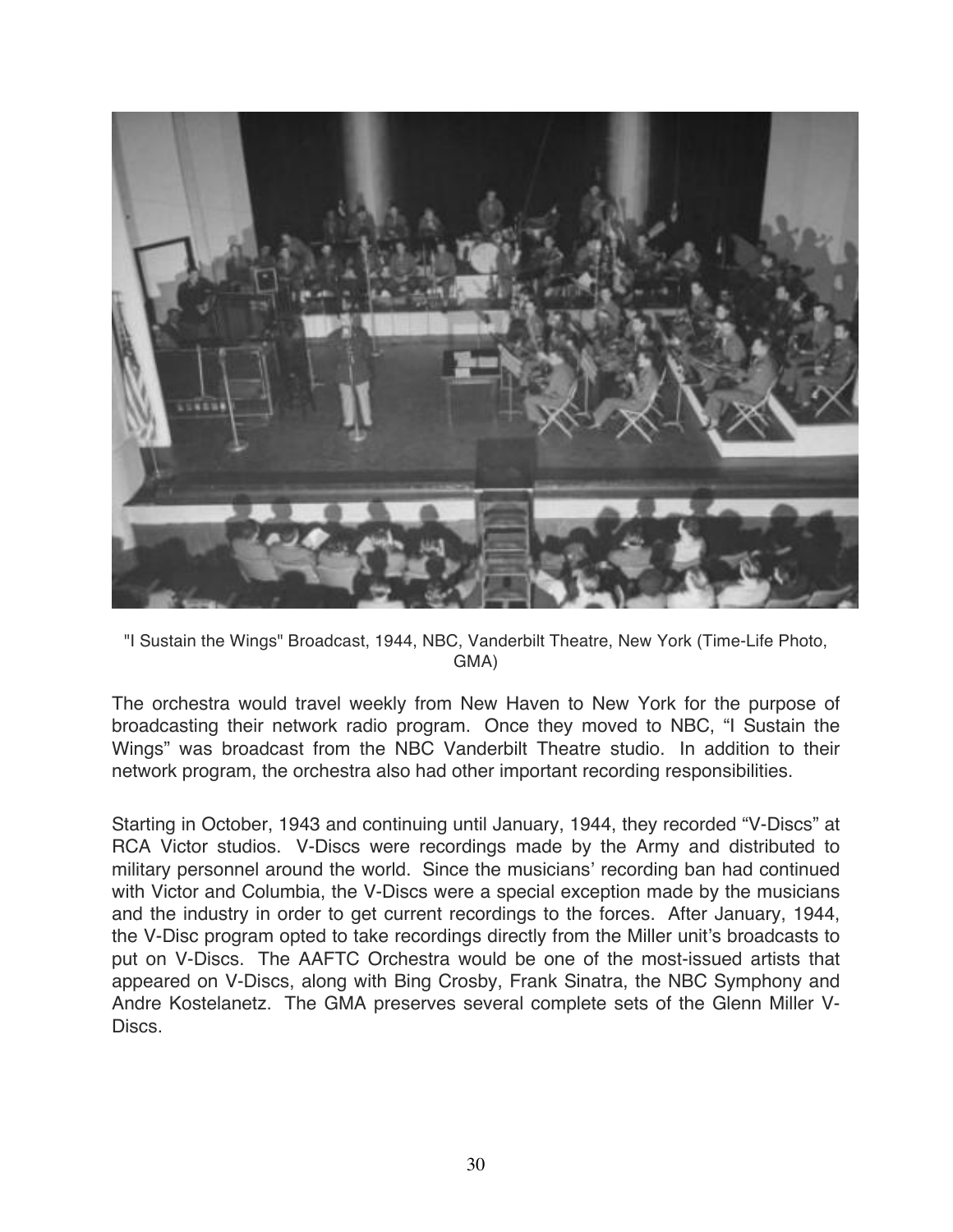"I Sustain the Wings" Broadcast, 1944, NBC, Vanderbilt Theatre, New York (Time-Life Photo, GMA)

The orchestra would travel weekly from New Haven to New York for the purpose of broadcasting their network radio program. Once they moved to NBC, "I Sustain the Wings" was broadcast from the NBC Vanderbilt Theatre studio. In addition to their network program, the orchestra also had other important recording responsibilities.

Starting in October, 1943 and continuing until January, 1944, they recorded "V-Discs" at RCA Victor studios. V-Discs were recordings made by the Army and distributed to military personnel around the world. Since the musicians' recording ban had continued with Victor and Columbia, the V-Discs were a special exception made by the musicians and the industry in order to get current recordings to the forces. After January, 1944, the V-Disc program opted to take recordings directly from the Miller unit's broadcasts to put on V-Discs. The AAFTC Orchestra would be one of the most-issued artists that appeared on V-Discs, along with Bing Crosby, Frank Sinatra, the NBC Symphony and Andre Kostelanetz. The GMA preserves several complete sets of the Glenn Miller V-Discs.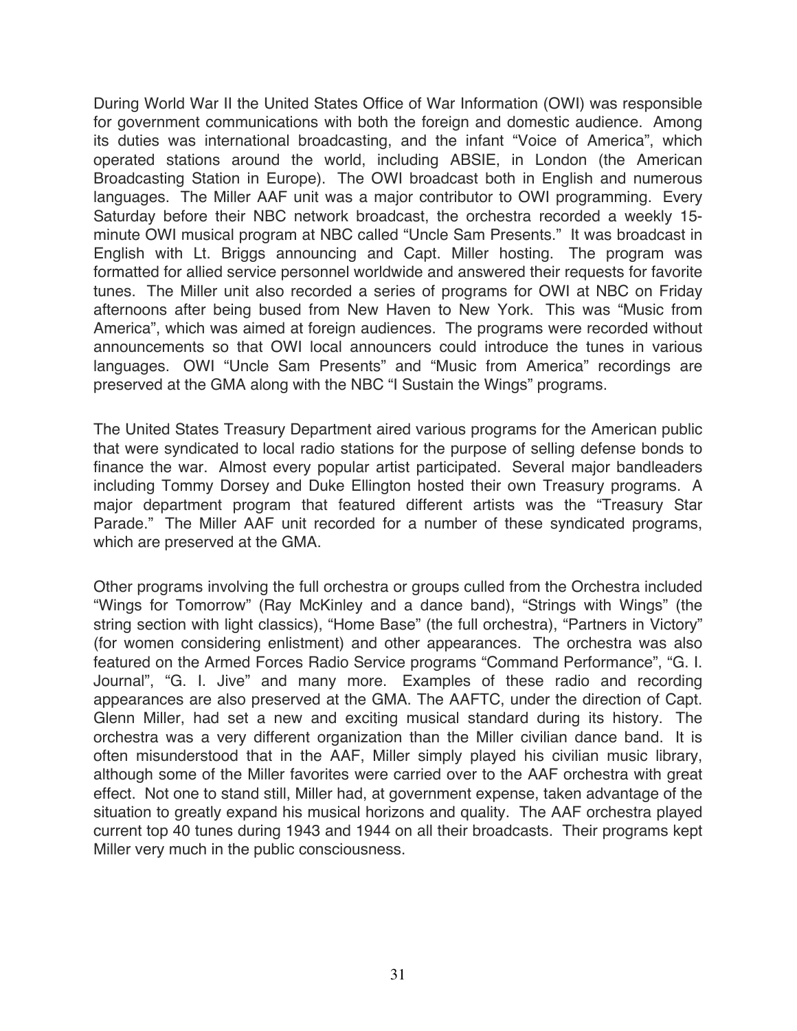During World War II the United States Office of War Information (OWI) was responsible for government communications with both the foreign and domestic audience. Among its duties was international broadcasting, and the infant "Voice of America", which operated stations around the world, including ABSIE, in London (the American Broadcasting Station in Europe). The OWI broadcast both in English and numerous languages. The Miller AAF unit was a major contributor to OWI programming. Every Saturday before their NBC network broadcast, the orchestra recorded a weekly 15-minute OWI musical program at NBC called "Uncle Sam Presents." It was broadcast in English with Lt. Briggs announcing and Capt. Miller hosting. The program was formatted for allied service personnel worldwide and answered their requests for favorite tunes. The Miller unit also recorded a series of programs for OWI at NBC on Friday afternoons after being bused from New Haven to New York. This was "Music from America", which was aimed at foreign audiences. The programs were recorded without announcements so that OWI local announcers could introduce the tunes in various languages. OWI "Uncle Sam Presents" and "Music from America" recordings are preserved at the GMA along with the NBC "I Sustain the Wings" programs.

The United States Treasury Department aired various programs for the American public that were syndicated to local radio stations for the purpose of selling defense bonds to finance the war. Almost every popular artist participated. Several major bandleaders including Tommy Dorsey and Duke Ellington hosted their own Treasury programs. A major department program that featured different artists was the "Treasury Star Parade." The Miller AAF unit recorded for a number of these syndicated programs, which are preserved at the GMA.

Other programs involving the full orchestra or groups culled from the Orchestra included "Wings for Tomorrow" (Ray McKinley and a dance band), "Strings with Wings" (the string section with light classics), "Home Base" (the full orchestra), "Partners in Victory" (for women considering enlistment) and other appearances. The orchestra was also featured on the Armed Forces Radio Service programs "Command Performance", "G. I. Journal", "G. I. Jive" and many more. Examples of these radio and recording appearances are also preserved at the GMA. The AAFTC, under the direction of Capt. Glenn Miller, had set a new and exciting musical standard during its history. The orchestra was a very different organization than the Miller civilian dance band. It is often misunderstood that in the AAF, Miller simply played his civilian music library, although some of the Miller favorites were carried over to the AAF orchestra with great effect. Not one to stand still, Miller had, at government expense, taken advantage of the situation to greatly expand his musical horizons and quality. The AAF orchestra played current top 40 tunes during 1943 and 1944 on all their broadcasts. Their programs kept Miller very much in the public consciousness.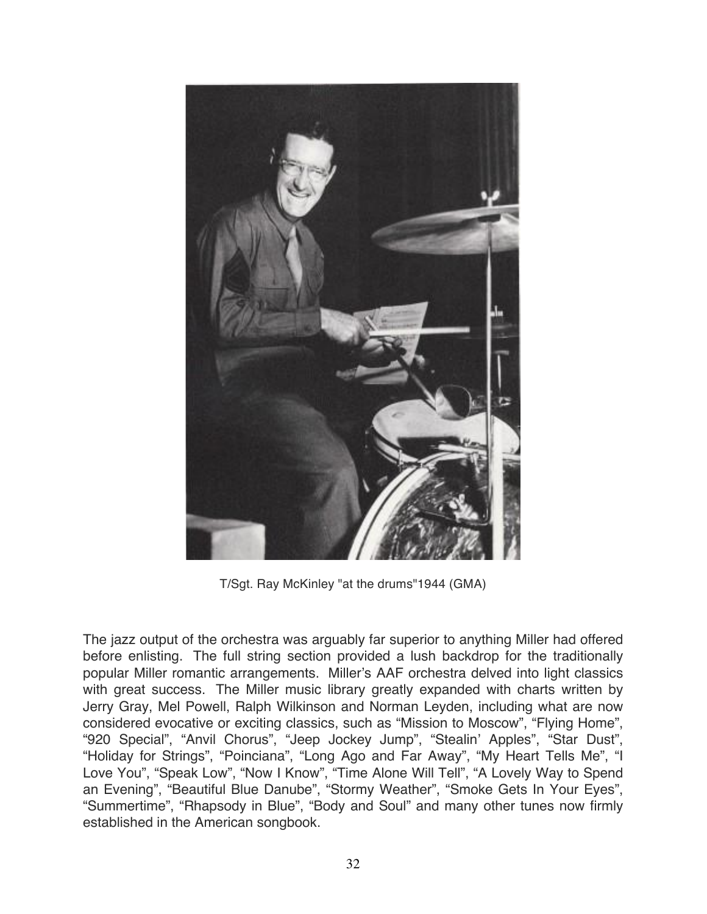T/Sgt. Ray McKinley "at the drums"1944 (GMA)

The jazz output of the orchestra was arguably far superior to anything Miller had offered before enlisting. The full string section provided a lush backdrop for the traditionally popular Miller romantic arrangements. Miller's AAF orchestra delved into light classics with great success. The Miller music library greatly expanded with charts written by Jerry Gray, Mel Powell, Ralph Wilkinson and Norman Leyden, including what are now considered evocative or exciting classics, such as "Mission to Moscow", "Flying Home", "920 Special", "Anvil Chorus", "Jeep Jockey Jump", "Stealin' Apples", "Star Dust", "Holiday for Strings", "Poinciana", "Long Ago and Far Away", "My Heart Tells Me", "I Love You", "Speak Low", "Now I Know", "Time Alone Will Tell", "A Lovely Way to Spend an Evening", "Beautiful Blue Danube", "Stormy Weather", "Smoke Gets In Your Eyes", "Summertime", "Rhapsody in Blue", "Body and Soul" and many other tunes now firmly established in the American songbook.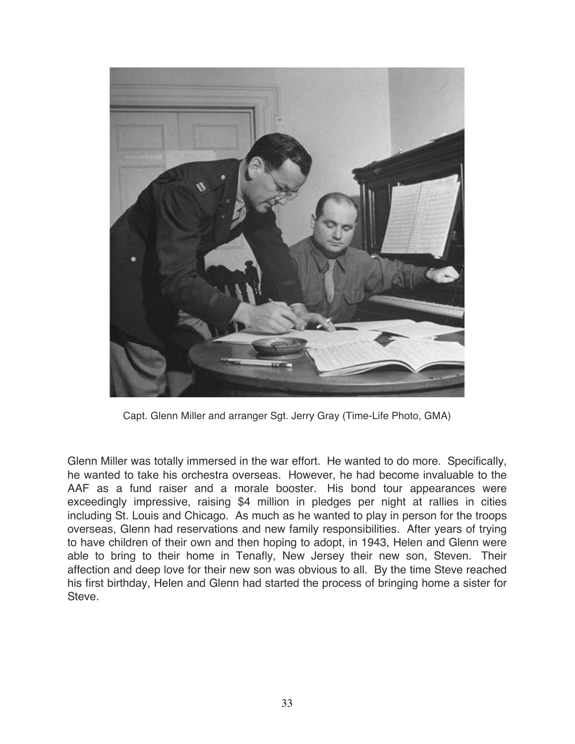Capt. Glenn Miller and arranger Sgt. Jerry Gray (Time-Life Photo, GMA)

Glenn Miller was totally immersed in the war effort. He wanted to do more. Specifically, he wanted to take his orchestra overseas. However, he had become invaluable to the AAF as a fund raiser and a morale booster. His bond tour appearances were exceedingly impressive, raising $4 million in pledges per night at rallies in cities including St. Louis and Chicago. As much as he wanted to play in person for the troops overseas, Glenn had reservations and new family responsibilities. After years of trying to have children of their own and then hoping to adopt, in 1943, Helen and Glenn were able to bring to their home in Tenafly, New Jersey their new son, Steven. Their affection and deep love for their new son was obvious to all. By the time Steve reached his first birthday, Helen and Glenn had started the process of bringing home a sister for Steve.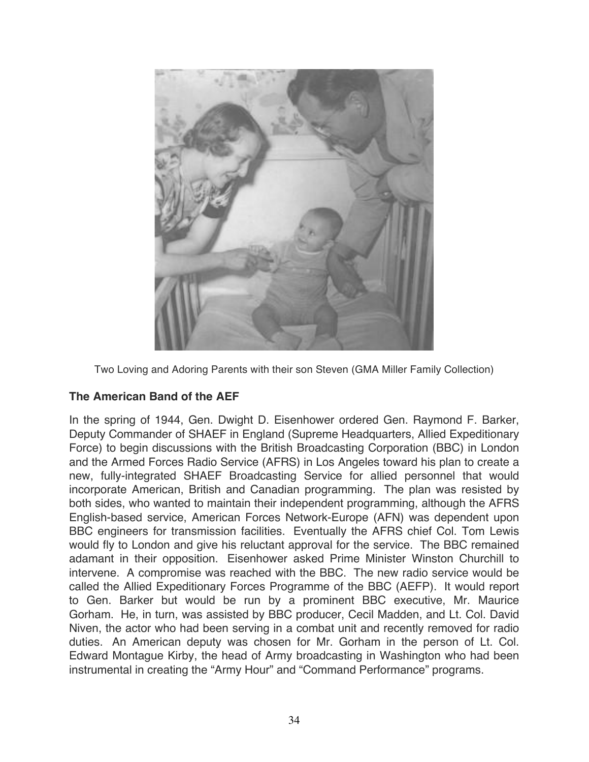Two Loving and Adoring Parents with their son Steven (GMA Miller Family Collection)

## The American Band of the AEF

In the spring of 1944, Gen. Dwight D. Eisenhower ordered Gen. Raymond F. Barker, Deputy Commander of SHAEF in England (Supreme Headquarters, Allied Expeditionary Force) to begin discussions with the British Broadcasting Corporation (BBC) in London and the Armed Forces Radio Service (AFRS) in Los Angeles toward his plan to create a new, fully-integrated SHAEF Broadcasting Service for allied personnel that would incorporate American, British and Canadian programming. The plan was resisted by both sides, who wanted to maintain their independent programming, although the AFRS English-based service, American Forces Network-Europe (AFN) was dependent upon BBC engineers for transmission facilities. Eventually the AFRS chief Col. Tom Lewis would fly to London and give his reluctant approval for the service. The BBC remained adamant in their opposition. Eisenhower asked Prime Minister Winston Churchill to intervene. A compromise was reached with the BBC. The new radio service would be called the Allied Expeditionary Forces Programme of the BBC (AEFP). It would report to Gen. Barker but would be run by a prominent BBC executive, Mr. Maurice Gorham. He, in turn, was assisted by BBC producer, Cecil Madden, and Lt. Col. David Niven, the actor who had been serving in a combat unit and recently removed for radio duties. An American deputy was chosen for Mr. Gorham in the person of Lt. Col. Edward Montague Kirby, the head of Army broadcasting in Washington who had been instrumental in creating the "Army Hour" and "Command Performance" programs.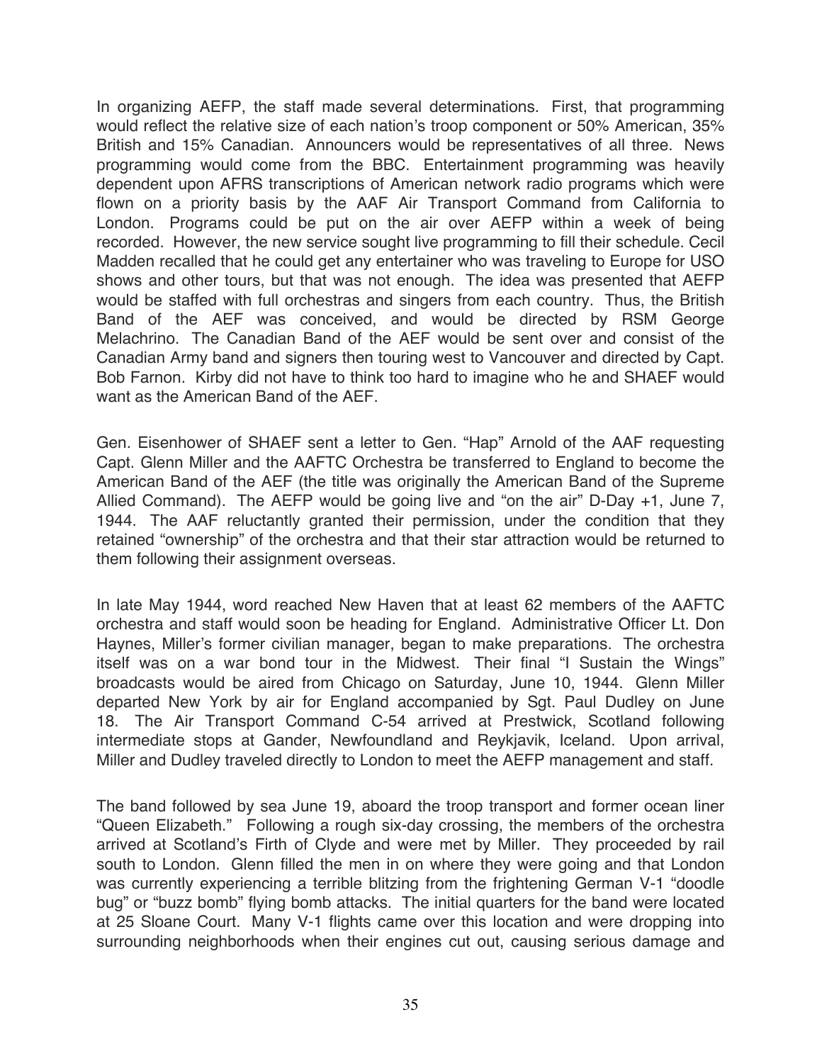In organizing AEFP, the staff made several determinations. First, that programming would reflect the relative size of each nation's troop component or 50% American, 35% British and 15% Canadian. Announcers would be representatives of all three. News programming would come from the BBC. Entertainment programming was heavily dependent upon AFRS transcriptions of American network radio programs which were flown on a priority basis by the AAF Air Transport Command from California to London. Programs could be put on the air over AEFP within a week of being recorded. However, the new service sought live programming to fill their schedule. Cecil Madden recalled that he could get any entertainer who was traveling to Europe for USO shows and other tours, but that was not enough. The idea was presented that AEFP would be staffed with full orchestras and singers from each country. Thus, the British Band of the AEF was conceived, and would be directed by RSM George Melachrino. The Canadian Band of the AEF would be sent over and consist of the Canadian Army band and signers then touring west to Vancouver and directed by Capt. Bob Farnon. Kirby did not have to think too hard to imagine who he and SHAEF would want as the American Band of the AEF.

Gen. Eisenhower of SHAEF sent a letter to Gen. "Hap" Arnold of the AAF requesting Capt. Glenn Miller and the AAFTC Orchestra be transferred to England to become the American Band of the AEF (the title was originally the American Band of the Supreme Allied Command). The AEFP would be going live and "on the air" D-Day +1, June 7, 1944. The AAF reluctantly granted their permission, under the condition that they retained "ownership" of the orchestra and that their star attraction would be returned to them following their assignment overseas.

In late May 1944, word reached New Haven that at least 62 members of the AAFTC orchestra and staff would soon be heading for England. Administrative Officer Lt. Don Haynes, Miller's former civilian manager, began to make preparations. The orchestra itself was on a war bond tour in the Midwest. Their final "I Sustain the Wings" broadcasts would be aired from Chicago on Saturday, June 10, 1944. Glenn Miller departed New York by air for England accompanied by Sgt. Paul Dudley on June 18. The Air Transport Command C-54 arrived at Prestwick, Scotland following intermediate stops at Gander, Newfoundland and Reykjavik, Iceland. Upon arrival, Miller and Dudley traveled directly to London to meet the AEFP management and staff.

The band followed by sea June 19, aboard the troop transport and former ocean liner "Queen Elizabeth." Following a rough six-day crossing, the members of the orchestra arrived at Scotland's Firth of Clyde and were met by Miller. They proceeded by rail south to London. Glenn filled the men in on where they were going and that London was currently experiencing a terrible blitzing from the frightening German V-1 "doodle bug" or "buzz bomb" flying bomb attacks. The initial quarters for the band were located at 25 Sloane Court. Many V-1 flights came over this location and were dropping into surrounding neighborhoods when their engines cut out, causing serious damage and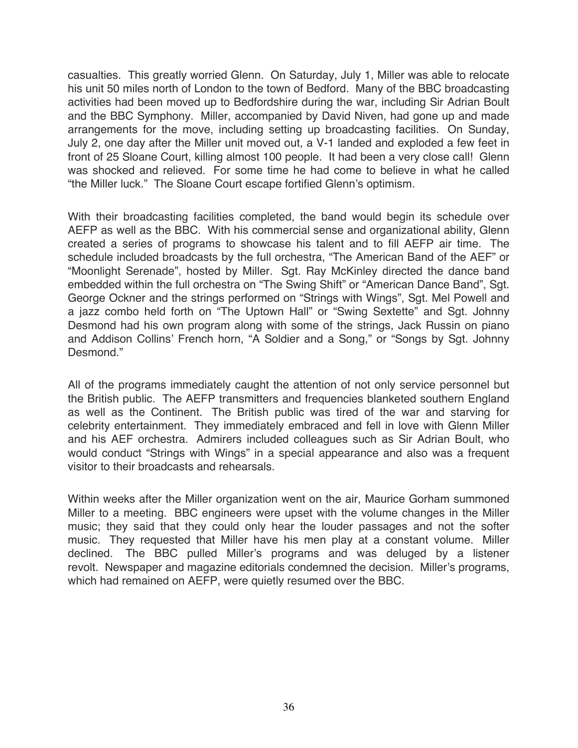casualties. This greatly worried Glenn. On Saturday, July 1, Miller was able to relocate his unit 50 miles north of London to the town of Bedford. Many of the BBC broadcasting activities had been moved up to Bedfordshire during the war, including Sir Adrian Boult and the BBC Symphony. Miller, accompanied by David Niven, had gone up and made arrangements for the move, including setting up broadcasting facilities. On Sunday, July 2, one day after the Miller unit moved out, a V-1 landed and exploded a few feet in front of 25 Sloane Court, killing almost 100 people. It had been a very close call! Glenn was shocked and relieved. For some time he had come to believe in what he called "the Miller luck." The Sloane Court escape fortified Glenn's optimism.

With their broadcasting facilities completed, the band would begin its schedule over AEFP as well as the BBC. With his commercial sense and organizational ability, Glenn created a series of programs to showcase his talent and to fill AEFP air time. The schedule included broadcasts by the full orchestra, "The American Band of the AEF" or "Moonlight Serenade", hosted by Miller. Sgt. Ray McKinley directed the dance band embedded within the full orchestra on "The Swing Shift" or "American Dance Band", Sgt. George Ockner and the strings performed on "Strings with Wings", Sgt. Mel Powell and a jazz combo held forth on "The Uptown Hall" or "Swing Sextette" and Sgt. Johnny Desmond had his own program along with some of the strings, Jack Russin on piano and Addison Collins' French horn, "A Soldier and a Song," or "Songs by Sgt. Johnny Desmond."

All of the programs immediately caught the attention of not only service personnel but the British public. The AEFP transmitters and frequencies blanketed southern England as well as the Continent. The British public was tired of the war and starving for celebrity entertainment. They immediately embraced and fell in love with Glenn Miller and his AEF orchestra. Admirers included colleagues such as Sir Adrian Boult, who would conduct "Strings with Wings" in a special appearance and also was a frequent visitor to their broadcasts and rehearsals.

Within weeks after the Miller organization went on the air, Maurice Gorham summoned Miller to a meeting. BBC engineers were upset with the volume changes in the Miller music; they said that they could only hear the louder passages and not the softer music. They requested that Miller have his men play at a constant volume. Miller declined. The BBC pulled Miller's programs and was deluged by a listener revolt. Newspaper and magazine editorials condemned the decision. Miller's programs, which had remained on AEFP, were quietly resumed over the BBC.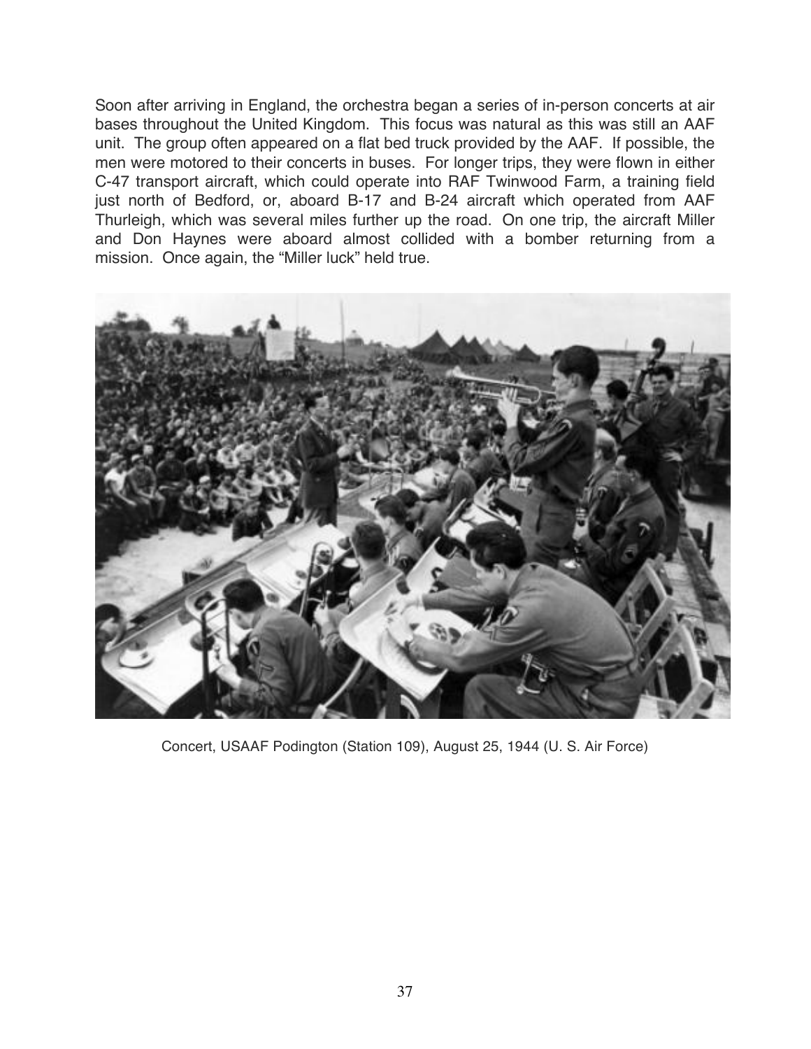Soon after arriving in England, the orchestra began a series of in-person concerts at air bases throughout the United Kingdom. This focus was natural as this was still an AAF unit. The group often appeared on a flat bed truck provided by the AAF. If possible, the men were motored to their concerts in buses. For longer trips, they were flown in either C-47 transport aircraft, which could operate into RAF Twinwood Farm, a training field just north of Bedford, or, aboard B-17 and B-24 aircraft which operated from AAF Thurleigh, which was several miles further up the road. On one trip, the aircraft Miller and Don Haynes were aboard almost collided with a bomber returning from a mission. Once again, the "Miller luck" held true.

Concert, USAAF Podington (Station 109), August 25, 1944 (U. S. Air Force)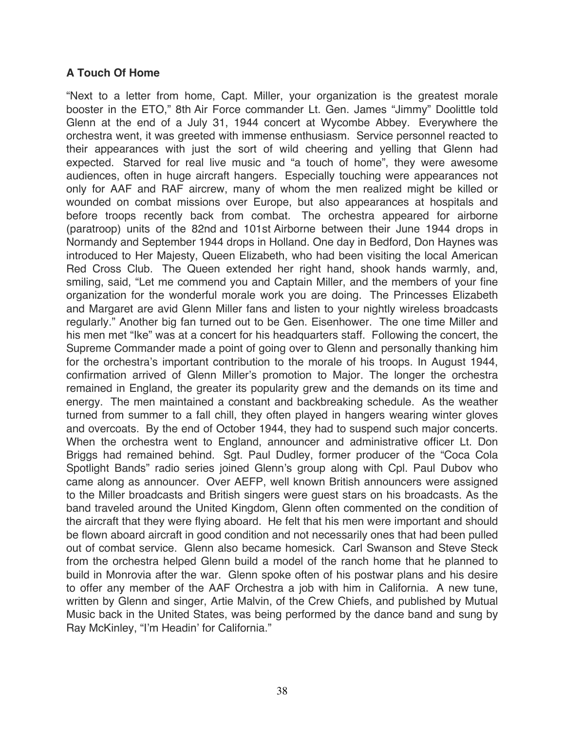**A Touch Of Home**

"Next to a letter from home, Capt. Miller, your organization is the greatest morale booster in the ETO," 8th Air Force commander Lt. Gen. James "Jimmy" Doolittle told Glenn at the end of a July 31, 1944 concert at Wycombe Abbey. Everywhere the orchestra went, it was greeted with immense enthusiasm. Service personnel reacted to their appearances with just the sort of wild cheering and yelling that Glenn had expected. Starved for real live music and "a touch of home", they were awesome audiences, often in huge aircraft hangers. Especially touching were appearances not only for AAF and RAF aircrew, many of whom the men realized might be killed or wounded on combat missions over Europe, but also appearances at hospitals and before troops recently back from combat. The orchestra appeared for airborne (paratroop) units of the 82nd and 101st Airborne between their June 1944 drops in Normandy and September 1944 drops in Holland. One day in Bedford, Don Haynes was introduced to Her Majesty, Queen Elizabeth, who had been visiting the local American Red Cross Club. The Queen extended her right hand, shook hands warmly, and, smiling, said, "Let me commend you and Captain Miller, and the members of your fine organization for the wonderful morale work you are doing. The Princesses Elizabeth and Margaret are avid Glenn Miller fans and listen to your nightly wireless broadcasts regularly." Another big fan turned out to be Gen. Eisenhower. The one time Miller and his men met "Ike" was at a concert for his headquarters staff. Following the concert, the Supreme Commander made a point of going over to Glenn and personally thanking him for the orchestra's important contribution to the morale of his troops. In August 1944, confirmation arrived of Glenn Miller's promotion to Major. The longer the orchestra remained in England, the greater its popularity grew and the demands on its time and energy. The men maintained a constant and backbreaking schedule. As the weather turned from summer to a fall chill, they often played in hangers wearing winter gloves and overcoats. By the end of October 1944, they had to suspend such major concerts. When the orchestra went to England, announcer and administrative officer Lt. Don Briggs had remained behind. Sgt. Paul Dudley, former producer of the "Coca Cola Spotlight Bands" radio series joined Glenn's group along with Cpl. Paul Dubov who came along as announcer. Over AEFP, well known British announcers were assigned to the Miller broadcasts and British singers were guest stars on his broadcasts. As the band traveled around the United Kingdom, Glenn often commented on the condition of the aircraft that they were flying aboard. He felt that his men were important and should be flown aboard aircraft in good condition and not necessarily ones that had been pulled out of combat service. Glenn also became homesick. Carl Swanson and Steve Steck from the orchestra helped Glenn build a model of the ranch home that he planned to build in Monrovia after the war. Glenn spoke often of his postwar plans and his desire to offer any member of the AAF Orchestra a job with him in California. A new tune, written by Glenn and singer, Artie Malvin, of the Crew Chiefs, and published by Mutual Music back in the United States, was being performed by the dance band and sung by Ray McKinley, "I'm Headin' for California."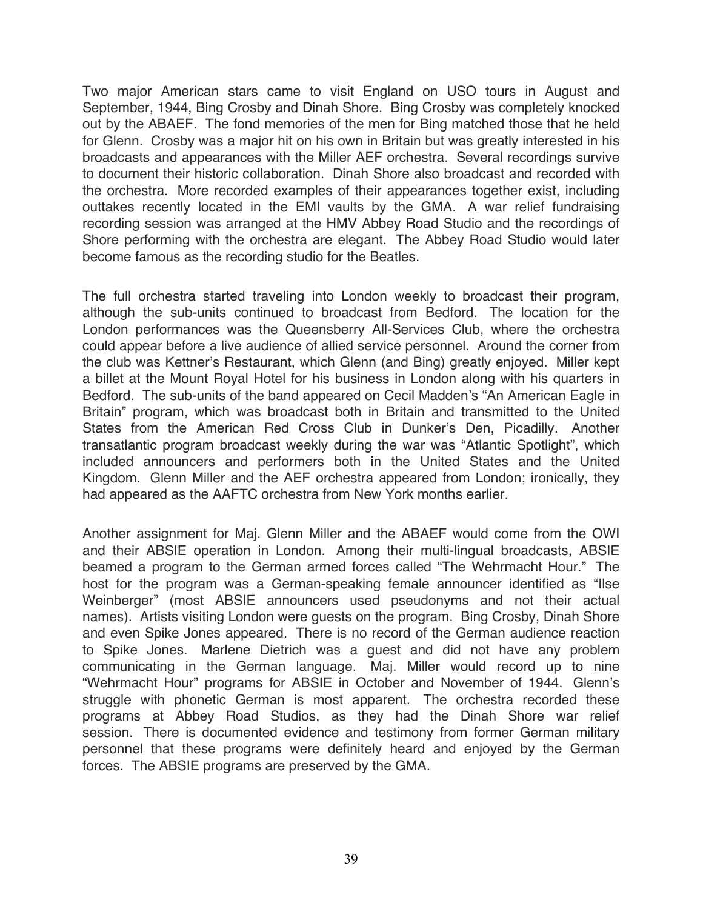Two major American stars came to visit England on USO tours in August and September, 1944, Bing Crosby and Dinah Shore. Bing Crosby was completely knocked out by the ABAEF. The fond memories of the men for Bing matched those that he held for Glenn. Crosby was a major hit on his own in Britain but was greatly interested in his broadcasts and appearances with the Miller AEF orchestra. Several recordings survive to document their historic collaboration. Dinah Shore also broadcast and recorded with the orchestra. More recorded examples of their appearances together exist, including outtakes recently located in the EMI vaults by the GMA. A war relief fundraising recording session was arranged at the HMV Abbey Road Studio and the recordings of Shore performing with the orchestra are elegant. The Abbey Road Studio would later become famous as the recording studio for the Beatles.

The full orchestra started traveling into London weekly to broadcast their program, although the sub-units continued to broadcast from Bedford. The location for the London performances was the Queensberry All-Services Club, where the orchestra could appear before a live audience of allied service personnel. Around the corner from the club was Kettner's Restaurant, which Glenn (and Bing) greatly enjoyed. Miller kept a billet at the Mount Royal Hotel for his business in London along with his quarters in Bedford. The sub-units of the band appeared on Cecil Madden's "An American Eagle in Britain" program, which was broadcast both in Britain and transmitted to the United States from the American Red Cross Club in Dunker's Den, Picadilly. Another transatlantic program broadcast weekly during the war was "Atlantic Spotlight", which included announcers and performers both in the United States and the United Kingdom. Glenn Miller and the AEF orchestra appeared from London; ironically, they had appeared as the AAFTC orchestra from New York months earlier.

Another assignment for Maj. Glenn Miller and the ABAEF would come from the OWI and their ABSIE operation in London. Among their multi-lingual broadcasts, ABSIE beamed a program to the German armed forces called "The Wehrmacht Hour." The host for the program was a German-speaking female announcer identified as "Ilse Weinberger" (most ABSIE announcers used pseudonyms and not their actual names). Artists visiting London were guests on the program. Bing Crosby, Dinah Shore and even Spike Jones appeared. There is no record of the German audience reaction to Spike Jones. Marlene Dietrich was a guest and did not have any problem communicating in the German language. Maj. Miller would record up to nine "Wehrmacht Hour" programs for ABSIE in October and November of 1944. Glenn's struggle with phonetic German is most apparent. The orchestra recorded these programs at Abbey Road Studios, as they had the Dinah Shore war relief session. There is documented evidence and testimony from former German military personnel that these programs were definitely heard and enjoyed by the German forces. The ABSIE programs are preserved by the GMA.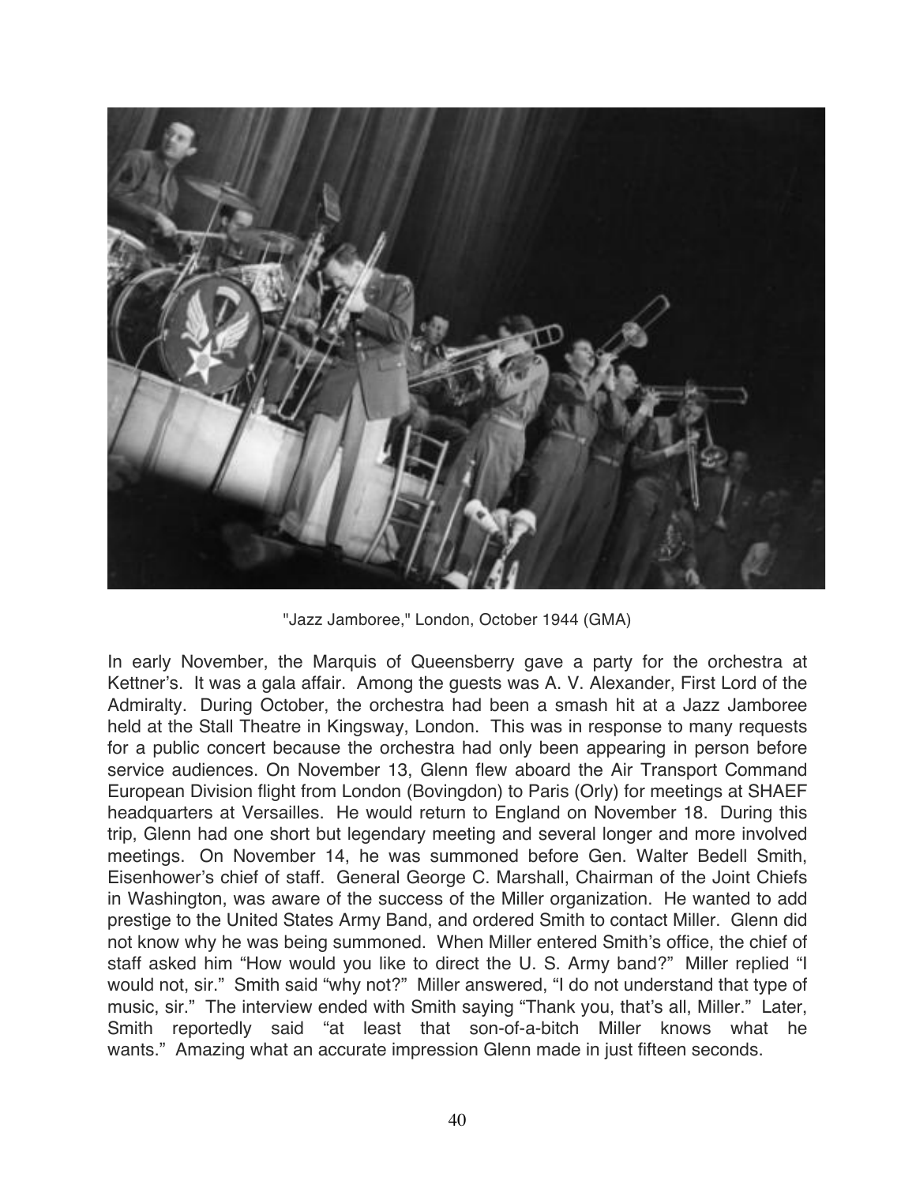"Jazz Jamboree," London, October 1944 (GMA)

In early November, the Marquis of Queensberry gave a party for the orchestra at Kettner's. It was a gala affair. Among the guests was A. V. Alexander, First Lord of the Admiralty. During October, the orchestra had been a smash hit at a Jazz Jamboree held at the Stall Theatre in Kingsway, London. This was in response to many requests for a public concert because the orchestra had only been appearing in person before service audiences. On November 13, Glenn flew aboard the Air Transport Command European Division flight from London (Bovingdon) to Paris (Orly) for meetings at SHAEF headquarters at Versailles. He would return to England on November 18. During this trip, Glenn had one short but legendary meeting and several longer and more involved meetings. On November 14, he was summoned before Gen. Walter Bedell Smith, Eisenhower's chief of staff. General George C. Marshall, Chairman of the Joint Chiefs in Washington, was aware of the success of the Miller organization. He wanted to add prestige to the United States Army Band, and ordered Smith to contact Miller. Glenn did not know why he was being summoned. When Miller entered Smith's office, the chief of staff asked him "How would you like to direct the U. S. Army band?" Miller replied "I would not, sir." Smith said "why not?" Miller answered, "I do not understand that type of music, sir." The interview ended with Smith saying "Thank you, that's all, Miller." Later, Smith reportedly said "at least that son-of-a-bitch Miller knows what he wants." Amazing what an accurate impression Glenn made in just fifteen seconds.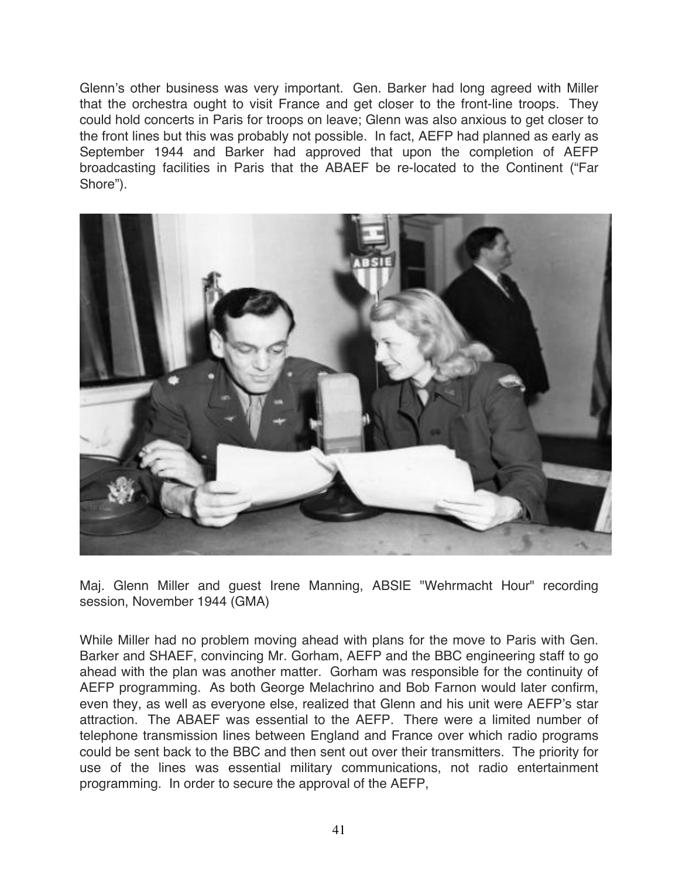Glenn's other business was very important. Gen. Barker had long agreed with Miller that the orchestra ought to visit France and get closer to the front-line troops. They could hold concerts in Paris for troops on leave; Glenn was also anxious to get closer to the front lines but this was probably not possible. In fact, AEFP had planned as early as September 1944 and Barker had approved that upon the completion of AEFP broadcasting facilities in Paris that the ABAEF be re-located to the Continent ("Far Shore").

Maj. Glenn Miller and guest Irene Manning, ABSIE "Wehrmacht Hour" recording session, November 1944 (GMA)

While Miller had no problem moving ahead with plans for the move to Paris with Gen. Barker and SHAEF, convincing Mr. Gorham, AEFP and the BBC engineering staff to go ahead with the plan was another matter. Gorham was responsible for the continuity of AEFP programming. As both George Melachrino and Bob Farnon would later confirm, even they, as well as everyone else, realized that Glenn and his unit were AEFP's star attraction. The ABAEF was essential to the AEFP. There were a limited number of telephone transmission lines between England and France over which radio programs could be sent back to the BBC and then sent out over their transmitters. The priority for use of the lines was essential military communications, not radio entertainment programming. In order to secure the approval of the AEFP,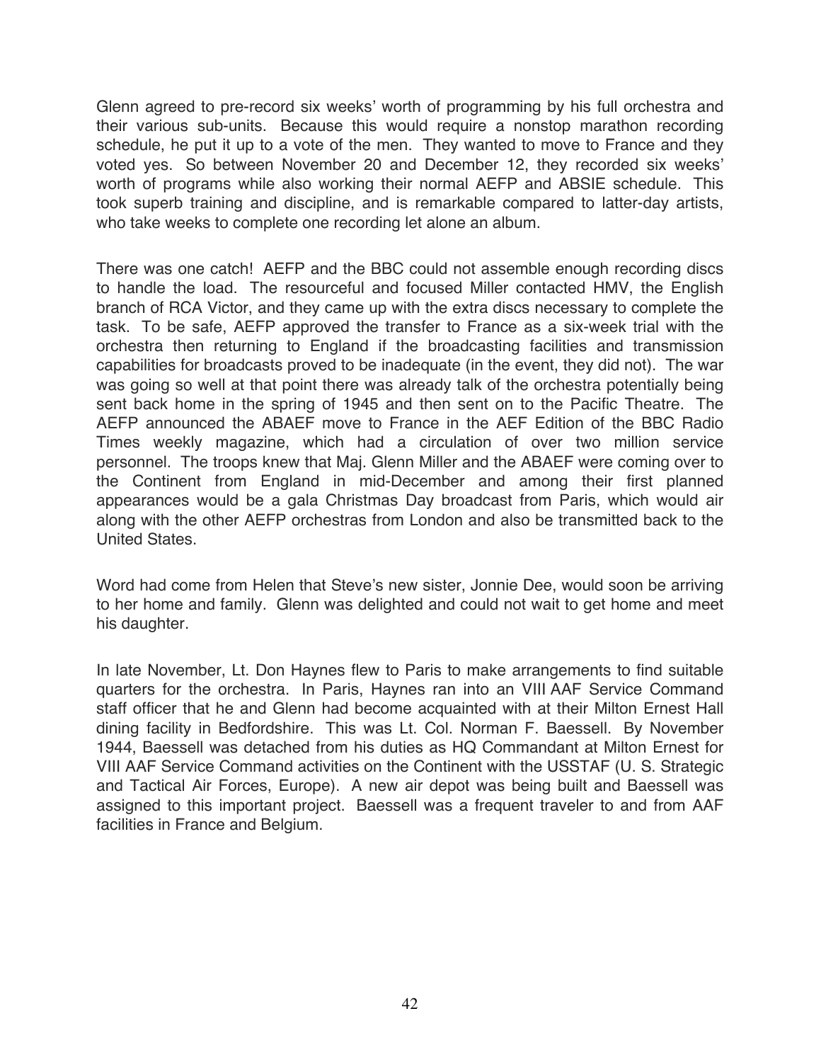Glenn agreed to pre-record six weeks' worth of programming by his full orchestra and their various sub-units. Because this would require a nonstop marathon recording schedule, he put it up to a vote of the men. They wanted to move to France and they voted yes. So between November 20 and December 12, they recorded six weeks' worth of programs while also working their normal AEFP and ABSIE schedule. This took superb training and discipline, and is remarkable compared to latter-day artists, who take weeks to complete one recording let alone an album.

There was one catch! AEFP and the BBC could not assemble enough recording discs to handle the load. The resourceful and focused Miller contacted HMV, the English branch of RCA Victor, and they came up with the extra discs necessary to complete the task. To be safe, AEFP approved the transfer to France as a six-week trial with the orchestra then returning to England if the broadcasting facilities and transmission capabilities for broadcasts proved to be inadequate (in the event, they did not). The war was going so well at that point there was already talk of the orchestra potentially being sent back home in the spring of 1945 and then sent on to the Pacific Theatre. The AEFP announced the ABAEF move to France in the AEF Edition of the BBC Radio Times weekly magazine, which had a circulation of over two million service personnel. The troops knew that Maj. Glenn Miller and the ABAEF were coming over to the Continent from England in mid-December and among their first planned appearances would be a gala Christmas Day broadcast from Paris, which would air along with the other AEFP orchestras from London and also be transmitted back to the United States.

Word had come from Helen that Steve's new sister, Jonnie Dee, would soon be arriving to her home and family. Glenn was delighted and could not wait to get home and meet his daughter.

In late November, Lt. Don Haynes flew to Paris to make arrangements to find suitable quarters for the orchestra. In Paris, Haynes ran into an VIII AAF Service Command staff officer that he and Glenn had become acquainted with at their Milton Ernest Hall dining facility in Bedfordshire. This was Lt. Col. Norman F. Baessell. By November 1944, Baessell was detached from his duties as HQ Commandant at Milton Ernest for VIII AAF Service Command activities on the Continent with the USSTAF (U. S. Strategic and Tactical Air Forces, Europe). A new air depot was being built and Baessell was assigned to this important project. Baessell was a frequent traveler to and from AAF facilities in France and Belgium.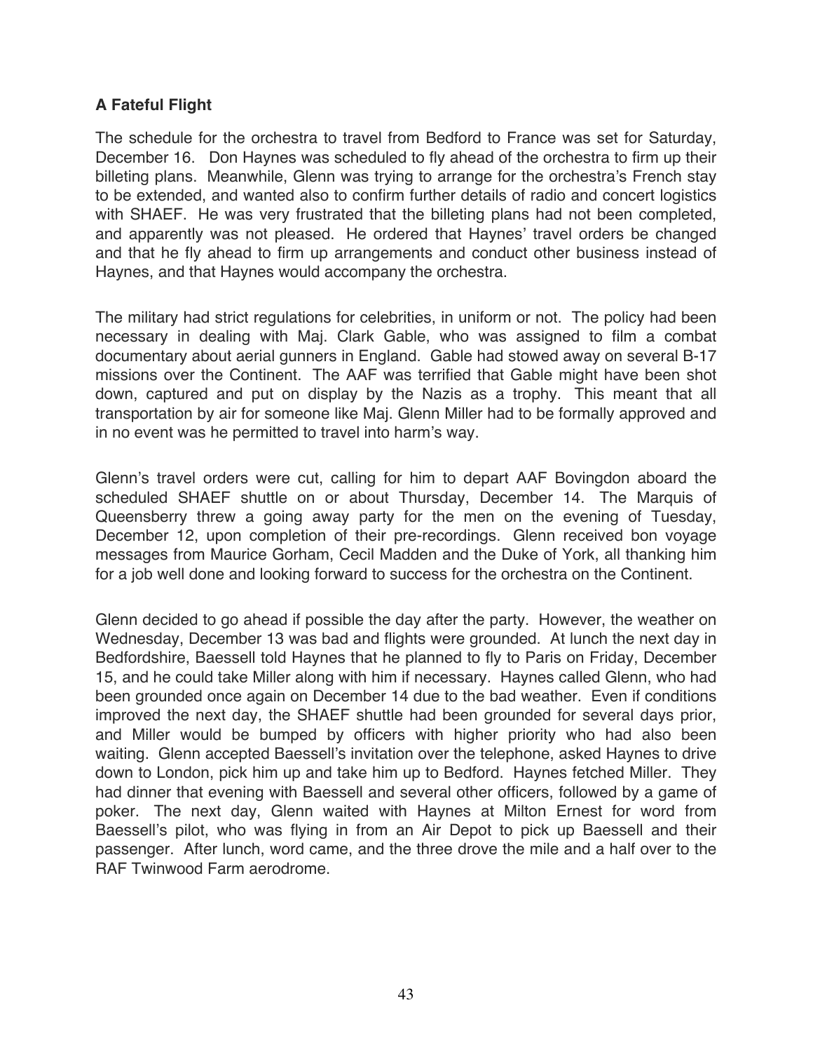### A Fateful Flight

The schedule for the orchestra to travel from Bedford to France was set for Saturday, December 16. Don Haynes was scheduled to fly ahead of the orchestra to firm up their billeting plans. Meanwhile, Glenn was trying to arrange for the orchestra's French stay to be extended, and wanted also to confirm further details of radio and concert logistics with SHAEF. He was very frustrated that the billeting plans had not been completed, and apparently was not pleased. He ordered that Haynes' travel orders be changed and that he fly ahead to firm up arrangements and conduct other business instead of Haynes, and that Haynes would accompany the orchestra.

The military had strict regulations for celebrities, in uniform or not. The policy had been necessary in dealing with Maj. Clark Gable, who was assigned to film a combat documentary about aerial gunners in England. Gable had stowed away on several B-17 missions over the Continent. The AAF was terrified that Gable might have been shot down, captured and put on display by the Nazis as a trophy. This meant that all transportation by air for someone like Maj. Glenn Miller had to be formally approved and in no event was he permitted to travel into harm's way.

Glenn's travel orders were cut, calling for him to depart AAF Bovingdon aboard the scheduled SHAEF shuttle on or about Thursday, December 14. The Marquis of Queensberry threw a going away party for the men on the evening of Tuesday, December 12, upon completion of their pre-recordings. Glenn received bon voyage messages from Maurice Gorham, Cecil Madden and the Duke of York, all thanking him for a job well done and looking forward to success for the orchestra on the Continent.

Glenn decided to go ahead if possible the day after the party. However, the weather on Wednesday, December 13 was bad and flights were grounded. At lunch the next day in Bedfordshire, Baessell told Haynes that he planned to fly to Paris on Friday, December 15, and he could take Miller along with him if necessary. Haynes called Glenn, who had been grounded once again on December 14 due to the bad weather. Even if conditions improved the next day, the SHAEF shuttle had been grounded for several days prior, and Miller would be bumped by officers with higher priority who had also been waiting. Glenn accepted Baessell's invitation over the telephone, asked Haynes to drive down to London, pick him up and take him up to Bedford. Haynes fetched Miller. They had dinner that evening with Baessell and several other officers, followed by a game of poker. The next day, Glenn waited with Haynes at Milton Ernest for word from Baessell's pilot, who was flying in from an Air Depot to pick up Baessell and their passenger. After lunch, word came, and the three drove the mile and a half over to the RAF Twinwood Farm aerodrome.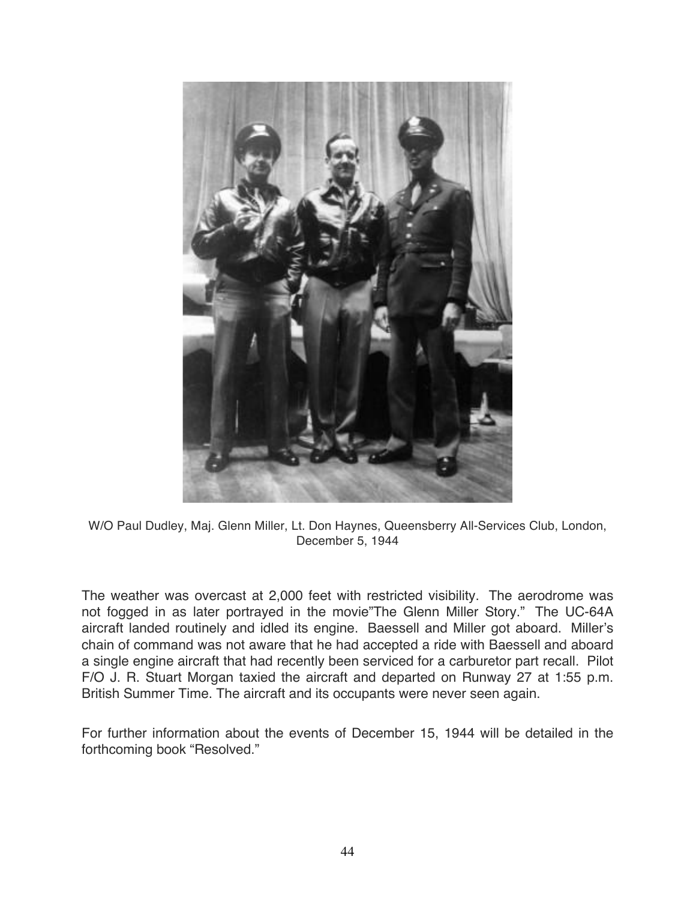W/O Paul Dudley, Maj. Glenn Miller, Lt. Don Haynes, Queensberry All-Services Club, London, December 5, 1944

The weather was overcast at 2,000 feet with restricted visibility. The aerodrome was not fogged in as later portrayed in the movie"The Glenn Miller Story." The UC-64A aircraft landed routinely and idled its engine. Baessell and Miller got aboard. Miller's chain of command was not aware that he had accepted a ride with Baessell and aboard a single engine aircraft that had recently been serviced for a carburetor part recall. Pilot F/O J. R. Stuart Morgan taxied the aircraft and departed on Runway 27 at 1:55 p.m. British Summer Time. The aircraft and its occupants were never seen again.

For further information about the events of December 15, 1944 will be detailed in the forthcoming book "Resolved."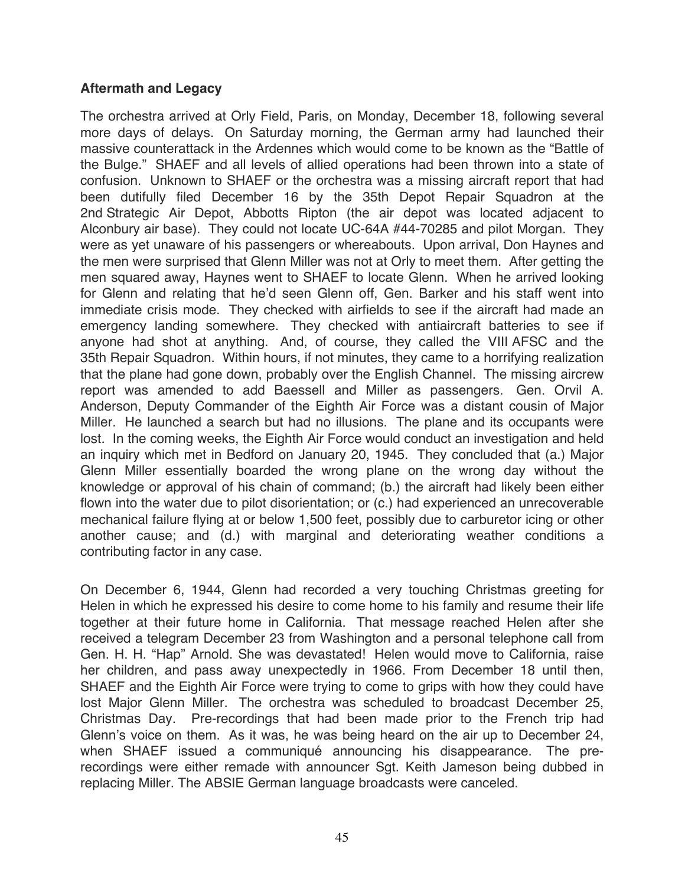**Aftermath and Legacy**

The orchestra arrived at Orly Field, Paris, on Monday, December 18, following several more days of delays. On Saturday morning, the German army had launched their massive counterattack in the Ardennes which would come to be known as the "Battle of the Bulge." SHAEF and all levels of allied operations had been thrown into a state of confusion. Unknown to SHAEF or the orchestra was a missing aircraft report that had been dutifully filed December 16 by the 35th Depot Repair Squadron at the 2nd Strategic Air Depot, Abbotts Ripton (the air depot was located adjacent to Alconbury air base). They could not locate UC-64A #44-70285 and pilot Morgan. They were as yet unaware of his passengers or whereabouts. Upon arrival, Don Haynes and the men were surprised that Glenn Miller was not at Orly to meet them. After getting the men squared away, Haynes went to SHAEF to locate Glenn. When he arrived looking for Glenn and relating that he'd seen Glenn off, Gen. Barker and his staff went into immediate crisis mode. They checked with airfields to see if the aircraft had made an emergency landing somewhere. They checked with antiaircraft batteries to see if anyone had shot at anything. And, of course, they called the VIII AFSC and the 35th Repair Squadron. Within hours, if not minutes, they came to a horrifying realization that the plane had gone down, probably over the English Channel. The missing aircrew report was amended to add Baessell and Miller as passengers. Gen. Orvil A. Anderson, Deputy Commander of the Eighth Air Force was a distant cousin of Major Miller. He launched a search but had no illusions. The plane and its occupants were lost. In the coming weeks, the Eighth Air Force would conduct an investigation and held an inquiry which met in Bedford on January 20, 1945. They concluded that (a.) Major Glenn Miller essentially boarded the wrong plane on the wrong day without the knowledge or approval of his chain of command; (b.) the aircraft had likely been either flown into the water due to pilot disorientation; or (c.) had experienced an unrecoverable mechanical failure flying at or below 1,500 feet, possibly due to carburetor icing or other another cause; and (d.) with marginal and deteriorating weather conditions a contributing factor in any case.

On December 6, 1944, Glenn had recorded a very touching Christmas greeting for Helen in which he expressed his desire to come home to his family and resume their life together at their future home in California. That message reached Helen after she received a telegram December 23 from Washington and a personal telephone call from Gen. H. H. "Hap" Arnold. She was devastated! Helen would move to California, raise her children, and pass away unexpectedly in 1966. From December 18 until then, SHAEF and the Eighth Air Force were trying to come to grips with how they could have lost Major Glenn Miller. The orchestra was scheduled to broadcast December 25, Christmas Day. Pre-recordings that had been made prior to the French trip had Glenn's voice on them. As it was, he was being heard on the air up to December 24, when SHAEF issued a communiqué announcing his disappearance. The pre-recordings were either remade with announcer Sgt. Keith Jameson being dubbed in replacing Miller. The ABSIE German language broadcasts were canceled.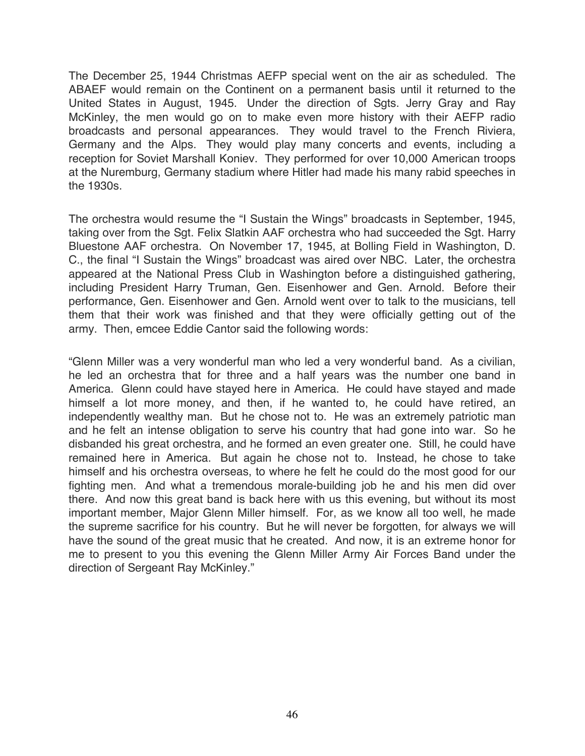The December 25, 1944 Christmas AEFP special went on the air as scheduled. The ABAEF would remain on the Continent on a permanent basis until it returned to the United States in August, 1945. Under the direction of Sgts. Jerry Gray and Ray McKinley, the men would go on to make even more history with their AEFP radio broadcasts and personal appearances. They would travel to the French Riviera, Germany and the Alps. They would play many concerts and events, including a reception for Soviet Marshall Koniev. They performed for over 10,000 American troops at the Nuremburg, Germany stadium where Hitler had made his many rabid speeches in the 1930s.

The orchestra would resume the "I Sustain the Wings" broadcasts in September, 1945, taking over from the Sgt. Felix Slatkin AAF orchestra who had succeeded the Sgt. Harry Bluestone AAF orchestra. On November 17, 1945, at Bolling Field in Washington, D. C., the final "I Sustain the Wings" broadcast was aired over NBC. Later, the orchestra appeared at the National Press Club in Washington before a distinguished gathering, including President Harry Truman, Gen. Eisenhower and Gen. Arnold. Before their performance, Gen. Eisenhower and Gen. Arnold went over to talk to the musicians, tell them that their work was finished and that they were officially getting out of the army. Then, emcee Eddie Cantor said the following words:

"Glenn Miller was a very wonderful man who led a very wonderful band. As a civilian, he led an orchestra that for three and a half years was the number one band in America. Glenn could have stayed here in America. He could have stayed and made himself a lot more money, and then, if he wanted to, he could have retired, an independently wealthy man. But he chose not to. He was an extremely patriotic man and he felt an intense obligation to serve his country that had gone into war. So he disbanded his great orchestra, and he formed an even greater one. Still, he could have remained here in America. But again he chose not to. Instead, he chose to take himself and his orchestra overseas, to where he felt he could do the most good for our fighting men. And what a tremendous morale-building job he and his men did over there. And now this great band is back here with us this evening, but without its most important member, Major Glenn Miller himself. For, as we know all too well, he made the supreme sacrifice for his country. But he will never be forgotten, for always we will have the sound of the great music that he created. And now, it is an extreme honor for me to present to you this evening the Glenn Miller Army Air Forces Band under the direction of Sergeant Ray McKinley."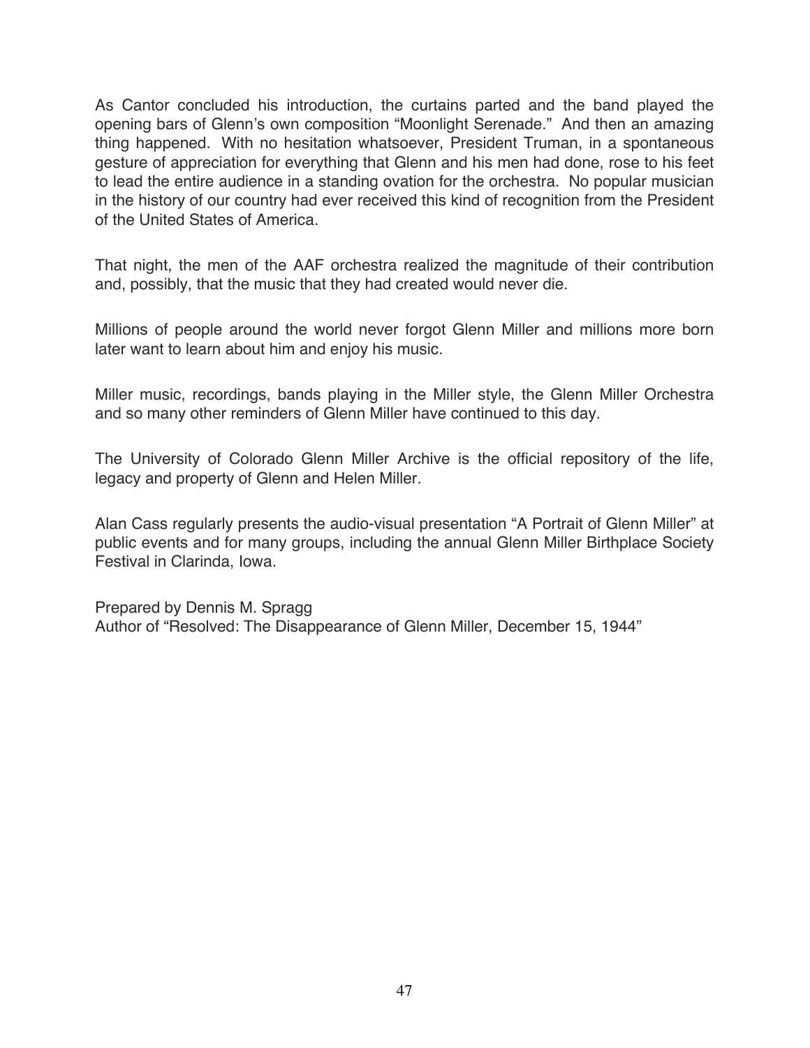As Cantor concluded his introduction, the curtains parted and the band played the opening bars of Glenn's own composition "Moonlight Serenade." And then an amazing thing happened. With no hesitation whatsoever, President Truman, in a spontaneous gesture of appreciation for everything that Glenn and his men had done, rose to his feet to lead the entire audience in a standing ovation for the orchestra. No popular musician in the history of our country had ever received this kind of recognition from the President of the United States of America.

That night, the men of the AAF orchestra realized the magnitude of their contribution and, possibly, that the music that they had created would never die.

Millions of people around the world never forgot Glenn Miller and millions more born later want to learn about him and enjoy his music.

Miller music, recordings, bands playing in the Miller style, the Glenn Miller Orchestra and so many other reminders of Glenn Miller have continued to this day.

The University of Colorado Glenn Miller Archive is the official repository of the life, legacy and property of Glenn and Helen Miller.

Alan Cass regularly presents the audio-visual presentation "A Portrait of Glenn Miller" at public events and for many groups, including the annual Glenn Miller Birthplace Society Festival in Clarinda, Iowa.

Prepared by Dennis M. Spragg
Author of "Resolved: The Disappearance of Glenn Miller, December 15, 1944"